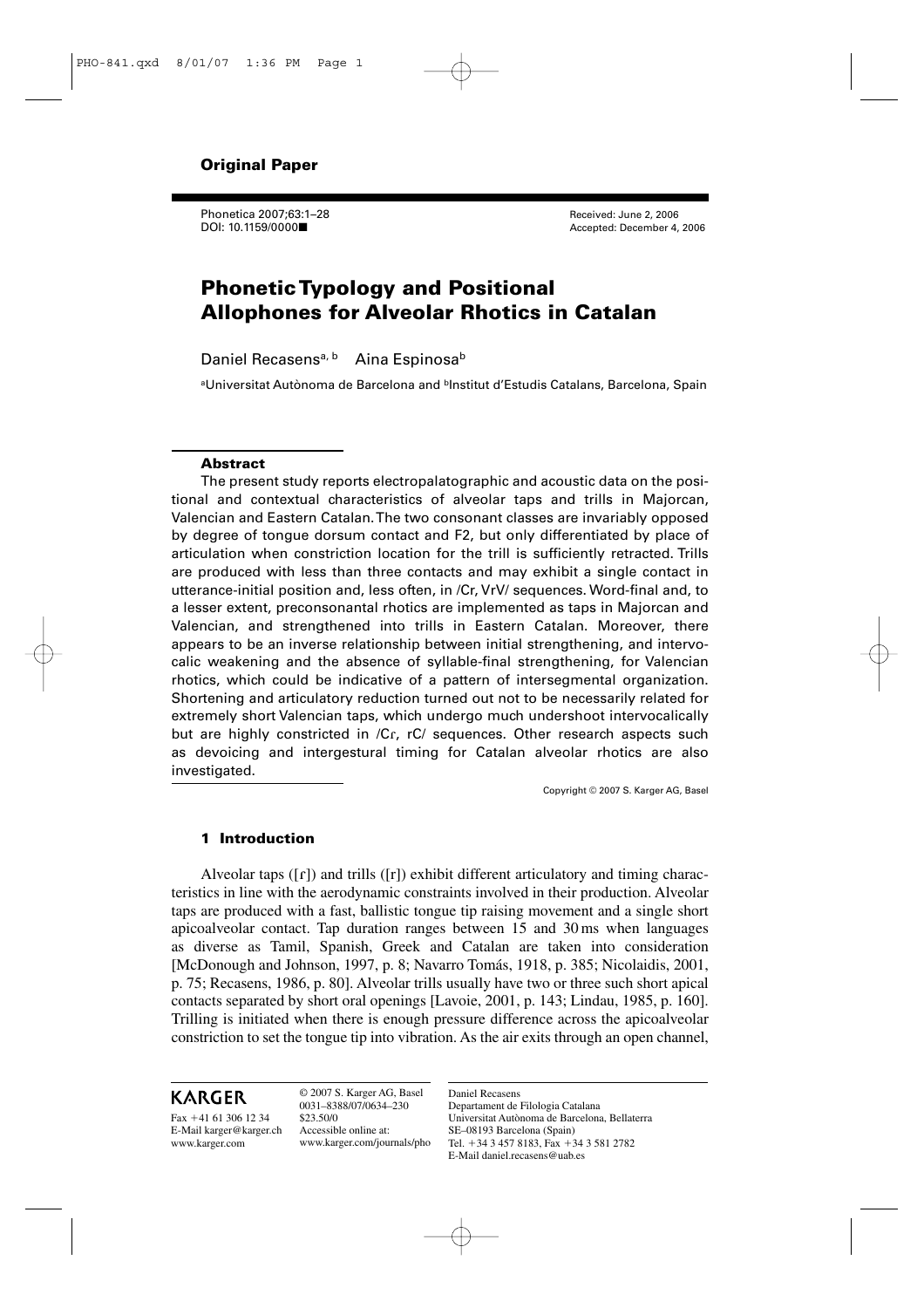**Original Paper**

Phonetica 2007;63:1–28
DOI: 10.1159/0000■

Received: June 2, 2006
Accepted: December 4, 2006

# Phonetic Typology and Positional Allophones for Alveolar Rhotics in Catalan

Daniel Recasens[a, b] Aina Espinosa[b]

[a]Universitat Autònoma de Barcelona and [b]Institut d'Estudis Catalans, Barcelona, Spain

## Abstract

The present study reports electropalatographic and acoustic data on the positional and contextual characteristics of alveolar taps and trills in Majorcan, Valencian and Eastern Catalan. The two consonant classes are invariably opposed by degree of tongue dorsum contact and F2, but only differentiated by place of articulation when constriction location for the trill is sufficiently retracted. Trills are produced with less than three contacts and may exhibit a single contact in utterance-initial position and, less often, in /Cr, VrV/ sequences. Word-final and, to a lesser extent, preconsonantal rhotics are implemented as taps in Majorcan and Valencian, and strengthened into trills in Eastern Catalan. Moreover, there appears to be an inverse relationship between initial strengthening, and intervocalic weakening and the absence of syllable-final strengthening, for Valencian rhotics, which could be indicative of a pattern of intersegmental organization. Shortening and articulatory reduction turned out not to be necessarily related for extremely short Valencian taps, which undergo much undershoot intervocalically but are highly constricted in /Cɾ, rC/ sequences. Other research aspects such as devoicing and intergestural timing for Catalan alveolar rhotics are also investigated.

Copyright © 2007 S. Karger AG, Basel

## 1 Introduction

Alveolar taps ([ɾ]) and trills ([r]) exhibit different articulatory and timing characteristics in line with the aerodynamic constraints involved in their production. Alveolar taps are produced with a fast, ballistic tongue tip raising movement and a single short apicoalveolar contact. Tap duration ranges between 15 and 30 ms when languages as diverse as Tamil, Spanish, Greek and Catalan are taken into consideration [McDonough and Johnson, 1997, p. 8; Navarro Tomás, 1918, p. 385; Nicolaidis, 2001, p. 75; Recasens, 1986, p. 80]. Alveolar trills usually have two or three such short apical contacts separated by short oral openings [Lavoie, 2001, p. 143; Lindau, 1985, p. 160]. Trilling is initiated when there is enough pressure difference across the apicoalveolar constriction to set the tongue tip into vibration. As the air exits through an open channel,

KARGER

Fax +41 61 306 12 34
E-Mail karger@karger.ch
www.karger.com

© 2007 S. Karger AG, Basel
0031–8388/07/0634–230
$23.50/0
Accessible online at:
www.karger.com/journals/pho

Daniel Recasens
Departament de Filologia Catalana
Universitat Autònoma de Barcelona, Bellaterra
SE–08193 Barcelona (Spain)
Tel. +34 3 457 8183, Fax +34 3 581 2782
E-Mail daniel.recasens@uab.es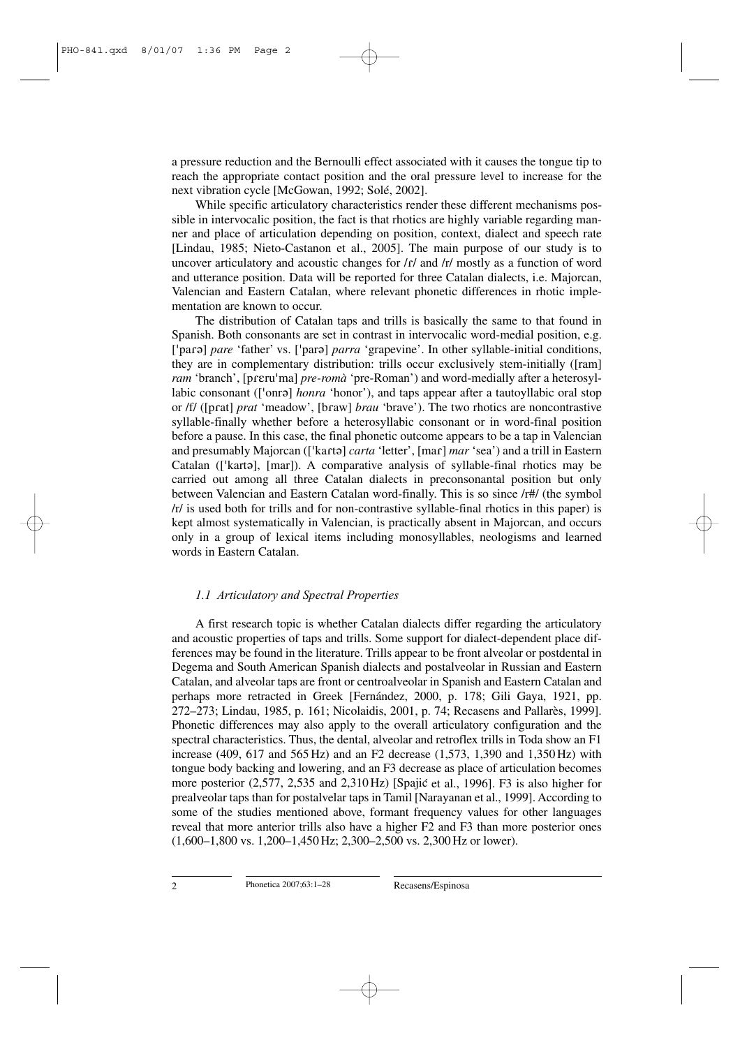a pressure reduction and the Bernoulli effect associated with it causes the tongue tip to reach the appropriate contact position and the oral pressure level to increase for the next vibration cycle [McGowan, 1992; Solé, 2002].

While specific articulatory characteristics render these different mechanisms possible in intervocalic position, the fact is that rhotics are highly variable regarding manner and place of articulation depending on position, context, dialect and speech rate [Lindau, 1985; Nieto-Castanon et al., 2005]. The main purpose of our study is to uncover articulatory and acoustic changes for /ɾ/ and /r/ mostly as a function of word and utterance position. Data will be reported for three Catalan dialects, i.e. Majorcan, Valencian and Eastern Catalan, where relevant phonetic differences in rhotic implementation are known to occur.

The distribution of Catalan taps and trills is basically the same to that found in Spanish. Both consonants are set in contrast in intervocalic word-medial position, e.g. [ˈpaɾə] *pare* 'father' vs. [ˈparə] *parra* 'grapevine'. In other syllable-initial conditions, they are in complementary distribution: trills occur exclusively stem-initially ([ram] *ram* 'branch', [pɾɛruˈma] *pre-romà* 'pre-Roman') and word-medially after a heterosyllabic consonant ([ˈonrə] *honra* 'honor'), and taps appear after a tautoyllabic oral stop or /f/ ([pɾat] *prat* 'meadow', [bɾaw] *brau* 'brave'). The two rhotics are noncontrastive syllable-finally whether before a heterosyllabic consonant or in word-final position before a pause. In this case, the final phonetic outcome appears to be a tap in Valencian and presumably Majorcan ([ˈkaɾtə] *carta* 'letter', [maɾ] *mar* 'sea') and a trill in Eastern Catalan ([ˈkartə], [mar]). A comparative analysis of syllable-final rhotics may be carried out among all three Catalan dialects in preconsonantal position but only between Valencian and Eastern Catalan word-finally. This is so since /r#/ (the symbol /r/ is used both for trills and for non-contrastive syllable-final rhotics in this paper) is kept almost systematically in Valencian, is practically absent in Majorcan, and occurs only in a group of lexical items including monosyllables, neologisms and learned words in Eastern Catalan.

### *1.1 Articulatory and Spectral Properties*

A first research topic is whether Catalan dialects differ regarding the articulatory and acoustic properties of taps and trills. Some support for dialect-dependent place differences may be found in the literature. Trills appear to be front alveolar or postdental in Degema and South American Spanish dialects and postalveolar in Russian and Eastern Catalan, and alveolar taps are front or centroalveolar in Spanish and Eastern Catalan and perhaps more retracted in Greek [Fernández, 2000, p. 178; Gili Gaya, 1921, pp. 272–273; Lindau, 1985, p. 161; Nicolaidis, 2001, p. 74; Recasens and Pallarès, 1999]. Phonetic differences may also apply to the overall articulatory configuration and the spectral characteristics. Thus, the dental, alveolar and retroflex trills in Toda show an F1 increase (409, 617 and 565 Hz) and an F2 decrease (1,573, 1,390 and 1,350 Hz) with tongue body backing and lowering, and an F3 decrease as place of articulation becomes more posterior (2,577, 2,535 and 2,310 Hz) [Spajić et al., 1996]. F3 is also higher for prealveolar taps than for postalvelar taps in Tamil [Narayanan et al., 1999]. According to some of the studies mentioned above, formant frequency values for other languages reveal that more anterior trills also have a higher F2 and F3 than more posterior ones (1,600–1,800 vs. 1,200–1,450 Hz; 2,300–2,500 vs. 2,300 Hz or lower).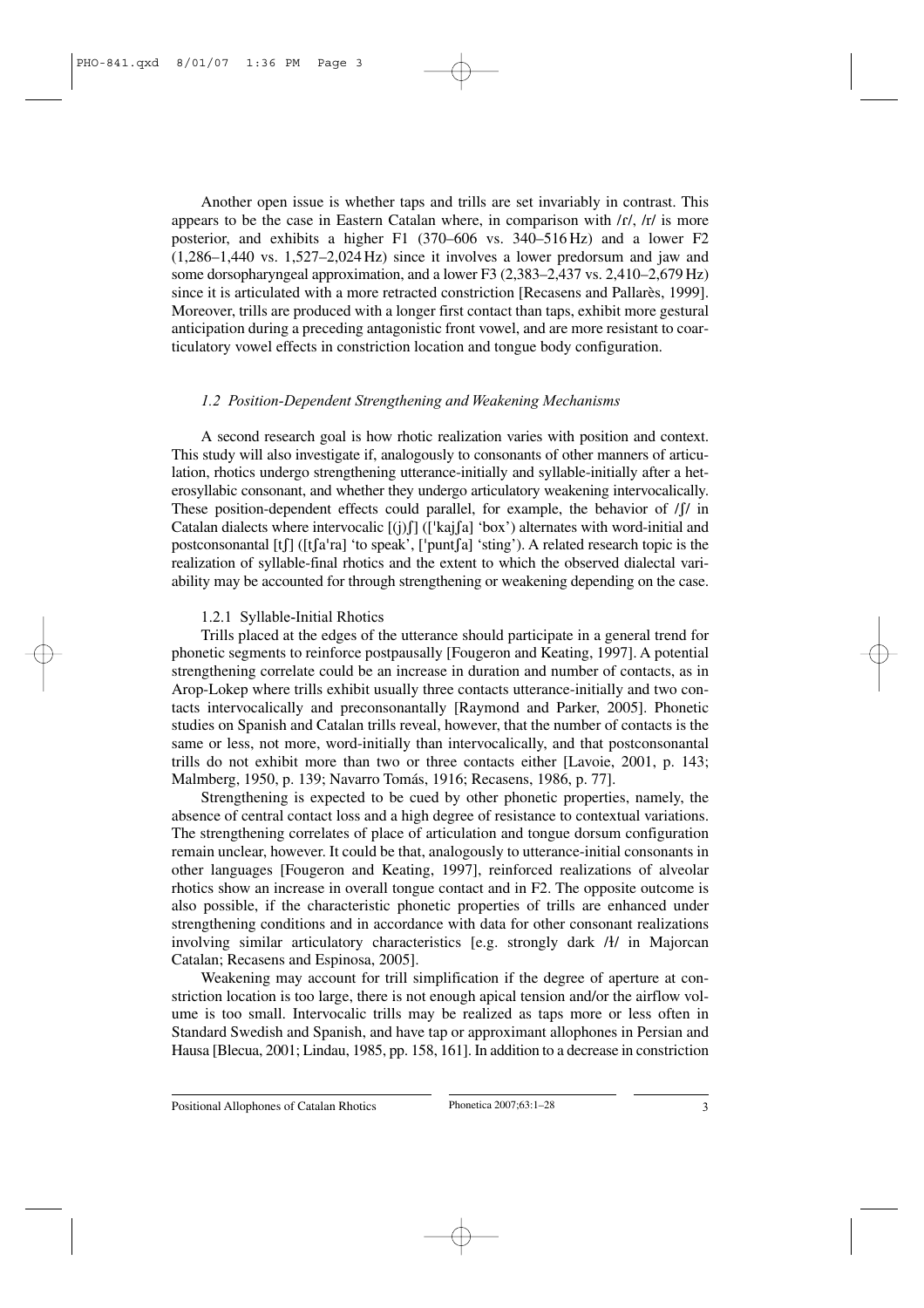Another open issue is whether taps and trills are set invariably in contrast. This appears to be the case in Eastern Catalan where, in comparison with /ɾ/, /r/ is more posterior, and exhibits a higher F1 (370–606 vs. 340–516 Hz) and a lower F2 (1,286–1,440 vs. 1,527–2,024 Hz) since it involves a lower predorsum and jaw and some dorsopharyngeal approximation, and a lower F3 (2,383–2,437 vs. 2,410–2,679 Hz) since it is articulated with a more retracted constriction [Recasens and Pallarès, 1999]. Moreover, trills are produced with a longer first contact than taps, exhibit more gestural anticipation during a preceding antagonistic front vowel, and are more resistant to coarticulatory vowel effects in constriction location and tongue body configuration.

### *1.2 Position-Dependent Strengthening and Weakening Mechanisms*

A second research goal is how rhotic realization varies with position and context. This study will also investigate if, analogously to consonants of other manners of articulation, rhotics undergo strengthening utterance-initially and syllable-initially after a heterosyllabic consonant, and whether they undergo articulatory weakening intervocalically. These position-dependent effects could parallel, for example, the behavior of /ʃ/ in Catalan dialects where intervocalic [(j)ʃ] (['kajʃa] 'box') alternates with word-initial and postconsonantal [tʃ] ([tʃa'ra] 'to speak', ['puntʃa] 'sting'). A related research topic is the realization of syllable-final rhotics and the extent to which the observed dialectal variability may be accounted for through strengthening or weakening depending on the case.

#### 1.2.1 Syllable-Initial Rhotics

Trills placed at the edges of the utterance should participate in a general trend for phonetic segments to reinforce postpausally [Fougeron and Keating, 1997]. A potential strengthening correlate could be an increase in duration and number of contacts, as in Arop-Lokep where trills exhibit usually three contacts utterance-initially and two contacts intervocalically and preconsonantally [Raymond and Parker, 2005]. Phonetic studies on Spanish and Catalan trills reveal, however, that the number of contacts is the same or less, not more, word-initially than intervocalically, and that postconsonantal trills do not exhibit more than two or three contacts either [Lavoie, 2001, p. 143; Malmberg, 1950, p. 139; Navarro Tomás, 1916; Recasens, 1986, p. 77].

Strengthening is expected to be cued by other phonetic properties, namely, the absence of central contact loss and a high degree of resistance to contextual variations. The strengthening correlates of place of articulation and tongue dorsum configuration remain unclear, however. It could be that, analogously to utterance-initial consonants in other languages [Fougeron and Keating, 1997], reinforced realizations of alveolar rhotics show an increase in overall tongue contact and in F2. The opposite outcome is also possible, if the characteristic phonetic properties of trills are enhanced under strengthening conditions and in accordance with data for other consonant realizations involving similar articulatory characteristics [e.g. strongly dark /ɫ/ in Majorcan Catalan; Recasens and Espinosa, 2005].

Weakening may account for trill simplification if the degree of aperture at constriction location is too large, there is not enough apical tension and/or the airflow volume is too small. Intervocalic trills may be realized as taps more or less often in Standard Swedish and Spanish, and have tap or approximant allophones in Persian and Hausa [Blecua, 2001; Lindau, 1985, pp. 158, 161]. In addition to a decrease in constriction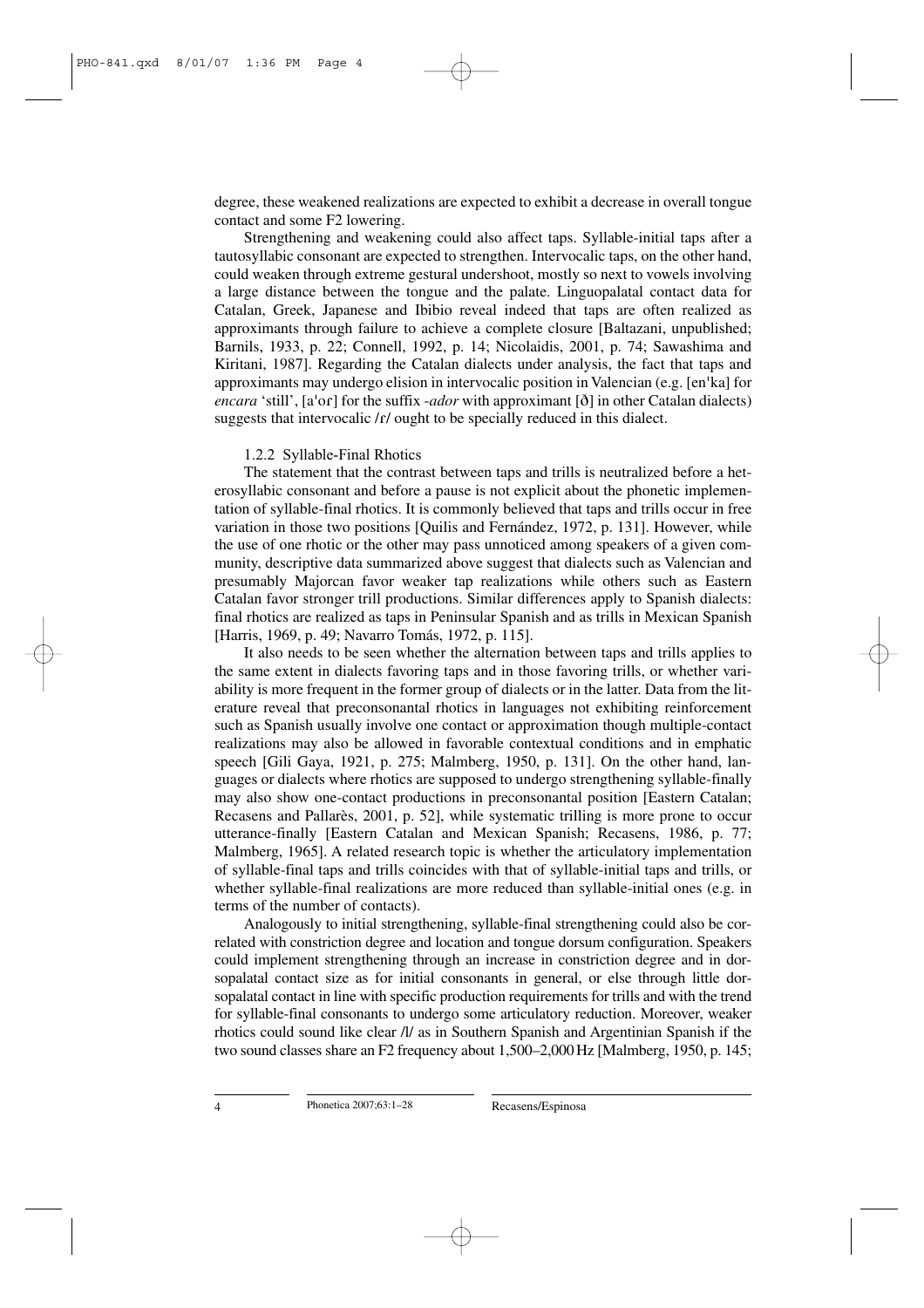degree, these weakened realizations are expected to exhibit a decrease in overall tongue contact and some F2 lowering.

Strengthening and weakening could also affect taps. Syllable-initial taps after a tautosyllabic consonant are expected to strengthen. Intervocalic taps, on the other hand, could weaken through extreme gestural undershoot, mostly so next to vowels involving a large distance between the tongue and the palate. Linguopalatal contact data for Catalan, Greek, Japanese and Ibibio reveal indeed that taps are often realized as approximants through failure to achieve a complete closure [Baltazani, unpublished; Barnils, 1933, p. 22; Connell, 1992, p. 14; Nicolaidis, 2001, p. 74; Sawashima and Kiritani, 1987]. Regarding the Catalan dialects under analysis, the fact that taps and approximants may undergo elision in intervocalic position in Valencian (e.g. [enˈka] for *encara* 'still', [aˈoɾ] for the suffix *-ador* with approximant [ð] in other Catalan dialects) suggests that intervocalic /ɾ/ ought to be specially reduced in this dialect.

### 1.2.2 Syllable-Final Rhotics

The statement that the contrast between taps and trills is neutralized before a heterosyllabic consonant and before a pause is not explicit about the phonetic implementation of syllable-final rhotics. It is commonly believed that taps and trills occur in free variation in those two positions [Quilis and Fernández, 1972, p. 131]. However, while the use of one rhotic or the other may pass unnoticed among speakers of a given community, descriptive data summarized above suggest that dialects such as Valencian and presumably Majorcan favor weaker tap realizations while others such as Eastern Catalan favor stronger trill productions. Similar differences apply to Spanish dialects: final rhotics are realized as taps in Peninsular Spanish and as trills in Mexican Spanish [Harris, 1969, p. 49; Navarro Tomás, 1972, p. 115].

It also needs to be seen whether the alternation between taps and trills applies to the same extent in dialects favoring taps and in those favoring trills, or whether variability is more frequent in the former group of dialects or in the latter. Data from the literature reveal that preconsonantal rhotics in languages not exhibiting reinforcement such as Spanish usually involve one contact or approximation though multiple-contact realizations may also be allowed in favorable contextual conditions and in emphatic speech [Gili Gaya, 1921, p. 275; Malmberg, 1950, p. 131]. On the other hand, languages or dialects where rhotics are supposed to undergo strengthening syllable-finally may also show one-contact productions in preconsonantal position [Eastern Catalan; Recasens and Pallarès, 2001, p. 52], while systematic trilling is more prone to occur utterance-finally [Eastern Catalan and Mexican Spanish; Recasens, 1986, p. 77; Malmberg, 1965]. A related research topic is whether the articulatory implementation of syllable-final taps and trills coincides with that of syllable-initial taps and trills, or whether syllable-final realizations are more reduced than syllable-initial ones (e.g. in terms of the number of contacts).

Analogously to initial strengthening, syllable-final strengthening could also be correlated with constriction degree and location and tongue dorsum configuration. Speakers could implement strengthening through an increase in constriction degree and in dorsopalatal contact size as for initial consonants in general, or else through little dorsopalatal contact in line with specific production requirements for trills and with the trend for syllable-final consonants to undergo some articulatory reduction. Moreover, weaker rhotics could sound like clear /l/ as in Southern Spanish and Argentinian Spanish if the two sound classes share an F2 frequency about 1,500–2,000 Hz [Malmberg, 1950, p. 145;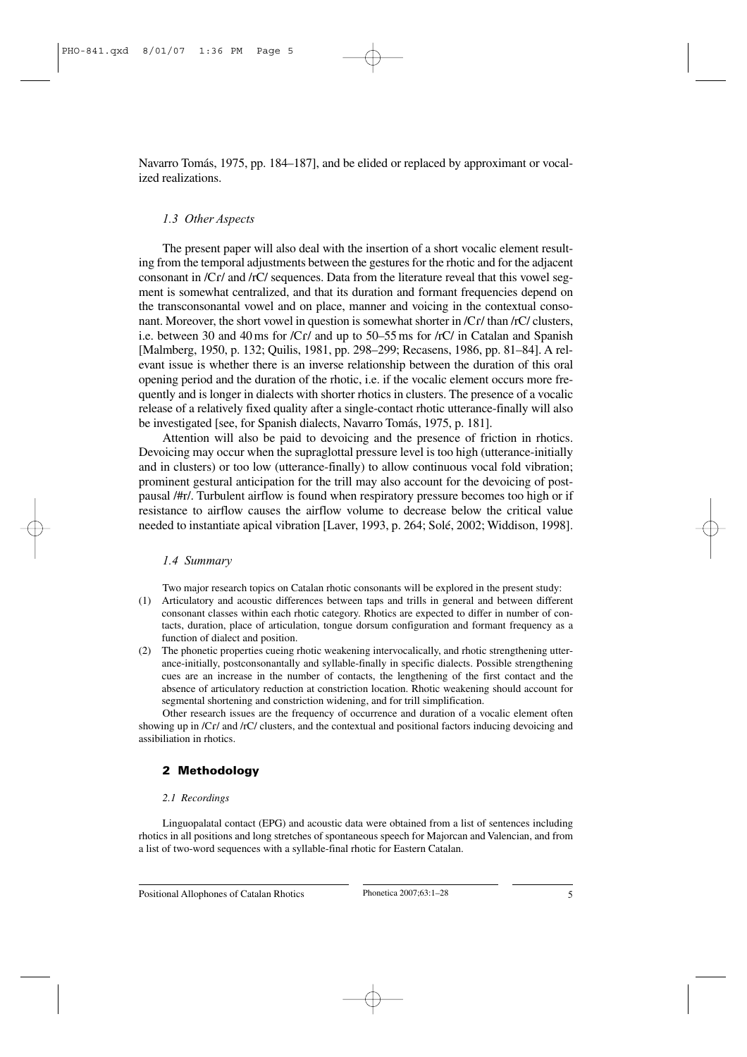Navarro Tomás, 1975, pp. 184–187], and be elided or replaced by approximant or vocalized realizations.

### *1.3 Other Aspects*

The present paper will also deal with the insertion of a short vocalic element resulting from the temporal adjustments between the gestures for the rhotic and for the adjacent consonant in /Cɾ/ and /rC/ sequences. Data from the literature reveal that this vowel segment is somewhat centralized, and that its duration and formant frequencies depend on the transconsonantal vowel and on place, manner and voicing in the contextual consonant. Moreover, the short vowel in question is somewhat shorter in /Cɾ/ than /rC/ clusters, i.e. between 30 and 40 ms for /Cɾ/ and up to 50–55 ms for /rC/ in Catalan and Spanish [Malmberg, 1950, p. 132; Quilis, 1981, pp. 298–299; Recasens, 1986, pp. 81–84]. A relevant issue is whether there is an inverse relationship between the duration of this oral opening period and the duration of the rhotic, i.e. if the vocalic element occurs more frequently and is longer in dialects with shorter rhotics in clusters. The presence of a vocalic release of a relatively fixed quality after a single-contact rhotic utterance-finally will also be investigated [see, for Spanish dialects, Navarro Tomás, 1975, p. 181].

Attention will also be paid to devoicing and the presence of friction in rhotics. Devoicing may occur when the supraglottal pressure level is too high (utterance-initially and in clusters) or too low (utterance-finally) to allow continuous vocal fold vibration; prominent gestural anticipation for the trill may also account for the devoicing of postpausal /#r/. Turbulent airflow is found when respiratory pressure becomes too high or if resistance to airflow causes the airflow volume to decrease below the critical value needed to instantiate apical vibration [Laver, 1993, p. 264; Solé, 2002; Widdison, 1998].

### *1.4 Summary*

Two major research topics on Catalan rhotic consonants will be explored in the present study:

(1) Articulatory and acoustic differences between taps and trills in general and between different consonant classes within each rhotic category. Rhotics are expected to differ in number of contacts, duration, place of articulation, tongue dorsum configuration and formant frequency as a function of dialect and position.

(2) The phonetic properties cueing rhotic weakening intervocalically, and rhotic strengthening utterance-initially, postconsonantally and syllable-finally in specific dialects. Possible strengthening cues are an increase in the number of contacts, the lengthening of the first contact and the absence of articulatory reduction at constriction location. Rhotic weakening should account for segmental shortening and constriction widening, and for trill simplification.

Other research issues are the frequency of occurrence and duration of a vocalic element often showing up in /Cɾ/ and /rC/ clusters, and the contextual and positional factors inducing devoicing and assibiliation in rhotics.

## 2 Methodology

### *2.1 Recordings*

Linguopalatal contact (EPG) and acoustic data were obtained from a list of sentences including rhotics in all positions and long stretches of spontaneous speech for Majorcan and Valencian, and from a list of two-word sequences with a syllable-final rhotic for Eastern Catalan.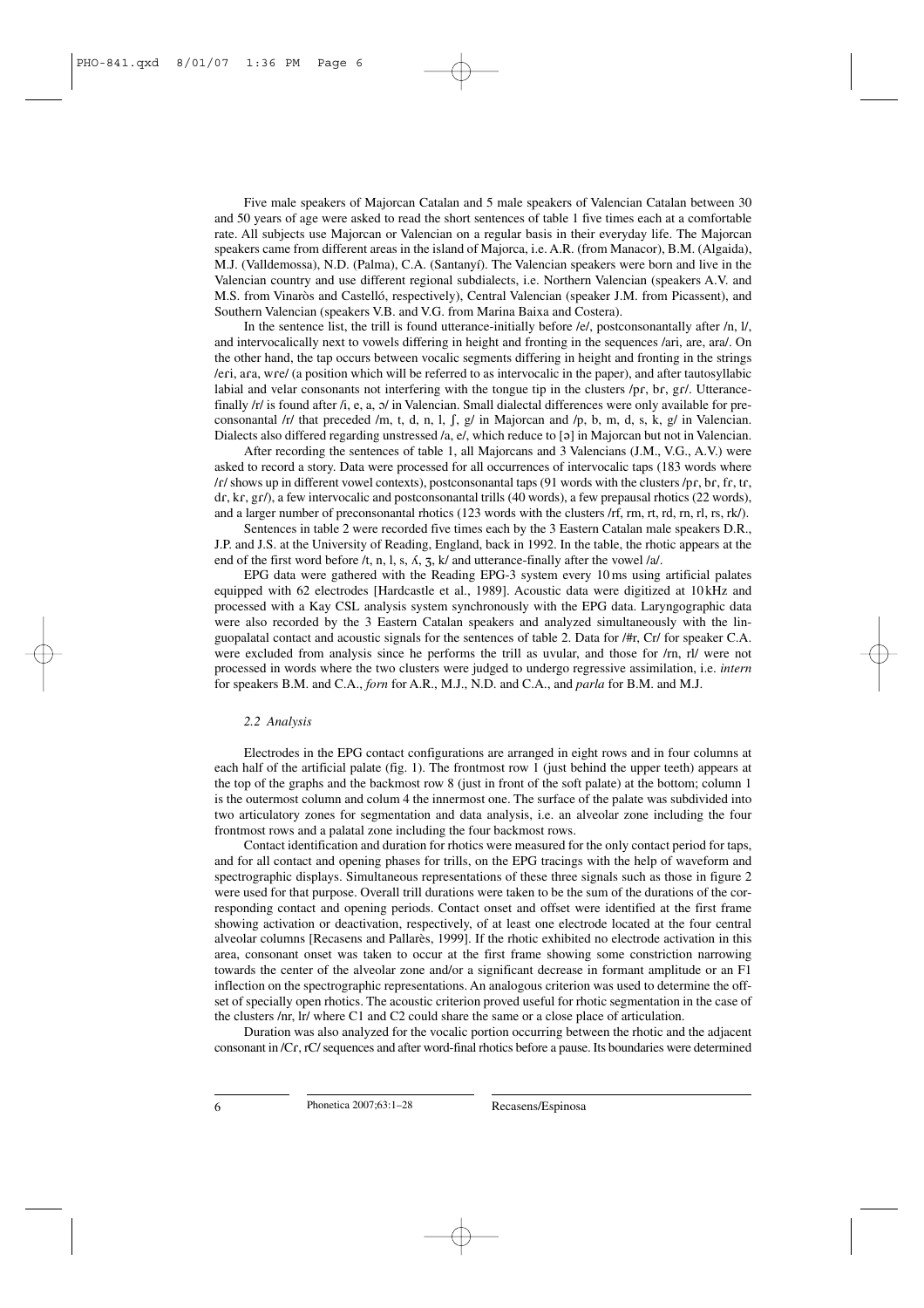Five male speakers of Majorcan Catalan and 5 male speakers of Valencian Catalan between 30 and 50 years of age were asked to read the short sentences of table 1 five times each at a comfortable rate. All subjects use Majorcan or Valencian on a regular basis in their everyday life. The Majorcan speakers came from different areas in the island of Majorca, i.e. A.R. (from Manacor), B.M. (Algaida), M.J. (Valldemossa), N.D. (Palma), C.A. (Santanyí). The Valencian speakers were born and live in the Valencian country and use different regional subdialects, i.e. Northern Valencian (speakers A.V. and M.S. from Vinaròs and Castelló, respectively), Central Valencian (speaker J.M. from Picassent), and Southern Valencian (speakers V.B. and V.G. from Marina Baixa and Costera).

In the sentence list, the trill is found utterance-initially before /e/, postconsonantally after /n, l/, and intervocalically next to vowels differing in height and fronting in the sequences /ari, are, ara/. On the other hand, the tap occurs between vocalic segments differing in height and fronting in the strings /eɾi, aɾa, wɾe/ (a position which will be referred to as intervocalic in the paper), and after tautosyllabic labial and velar consonants not interfering with the tongue tip in the clusters /pɾ, bɾ, gɾ/. Utterance-finally /r/ is found after /i, e, a, ɔ/ in Valencian. Small dialectal differences were only available for preconsonantal /r/ that preceded /m, t, d, n, l, ʃ, g/ in Majorcan and /p, b, m, d, s, k, g/ in Valencian. Dialects also differed regarding unstressed /a, e/, which reduce to [ə] in Majorcan but not in Valencian.

After recording the sentences of table 1, all Majorcans and 3 Valencians (J.M., V.G., A.V.) were asked to record a story. Data were processed for all occurrences of intervocalic taps (183 words where /ɾ/ shows up in different vowel contexts), postconsonantal taps (91 words with the clusters /pɾ, bɾ, fɾ, tɾ, dɾ, kɾ, gɾ/), a few intervocalic and postconsonantal trills (40 words), a few prepausal rhotics (22 words), and a larger number of preconsonantal rhotics (123 words with the clusters /rf, rm, rt, rd, rn, rl, rs, rk/).

Sentences in table 2 were recorded five times each by the 3 Eastern Catalan male speakers D.R., J.P. and J.S. at the University of Reading, England, back in 1992. In the table, the rhotic appears at the end of the first word before /t, n, l, s, ʎ, ʒ, k/ and utterance-finally after the vowel /a/.

EPG data were gathered with the Reading EPG-3 system every 10 ms using artificial palates equipped with 62 electrodes [Hardcastle et al., 1989]. Acoustic data were digitized at 10 kHz and processed with a Kay CSL analysis system synchronously with the EPG data. Laryngographic data were also recorded by the 3 Eastern Catalan speakers and analyzed simultaneously with the linguopalatal contact and acoustic signals for the sentences of table 2. Data for /#r, Cr/ for speaker C.A. were excluded from analysis since he performs the trill as uvular, and those for /rn, rl/ were not processed in words where the two clusters were judged to undergo regressive assimilation, i.e. *intern* for speakers B.M. and C.A., *forn* for A.R., M.J., N.D. and C.A., and *parla* for B.M. and M.J.

### *2.2 Analysis*

Electrodes in the EPG contact configurations are arranged in eight rows and in four columns at each half of the artificial palate (fig. 1). The frontmost row 1 (just behind the upper teeth) appears at the top of the graphs and the backmost row 8 (just in front of the soft palate) at the bottom; column 1 is the outermost column and colum 4 the innermost one. The surface of the palate was subdivided into two articulatory zones for segmentation and data analysis, i.e. an alveolar zone including the four frontmost rows and a palatal zone including the four backmost rows.

Contact identification and duration for rhotics were measured for the only contact period for taps, and for all contact and opening phases for trills, on the EPG tracings with the help of waveform and spectrographic displays. Simultaneous representations of these three signals such as those in figure 2 were used for that purpose. Overall trill durations were taken to be the sum of the durations of the corresponding contact and opening periods. Contact onset and offset were identified at the first frame showing activation or deactivation, respectively, of at least one electrode located at the four central alveolar columns [Recasens and Pallarès, 1999]. If the rhotic exhibited no electrode activation in this area, consonant onset was taken to occur at the first frame showing some constriction narrowing towards the center of the alveolar zone and/or a significant decrease in formant amplitude or an F1 inflection on the spectrographic representations. An analogous criterion was used to determine the offset of specially open rhotics. The acoustic criterion proved useful for rhotic segmentation in the case of the clusters /nr, lr/ where C1 and C2 could share the same or a close place of articulation.

Duration was also analyzed for the vocalic portion occurring between the rhotic and the adjacent consonant in /Cɾ, rC/ sequences and after word-final rhotics before a pause. Its boundaries were determined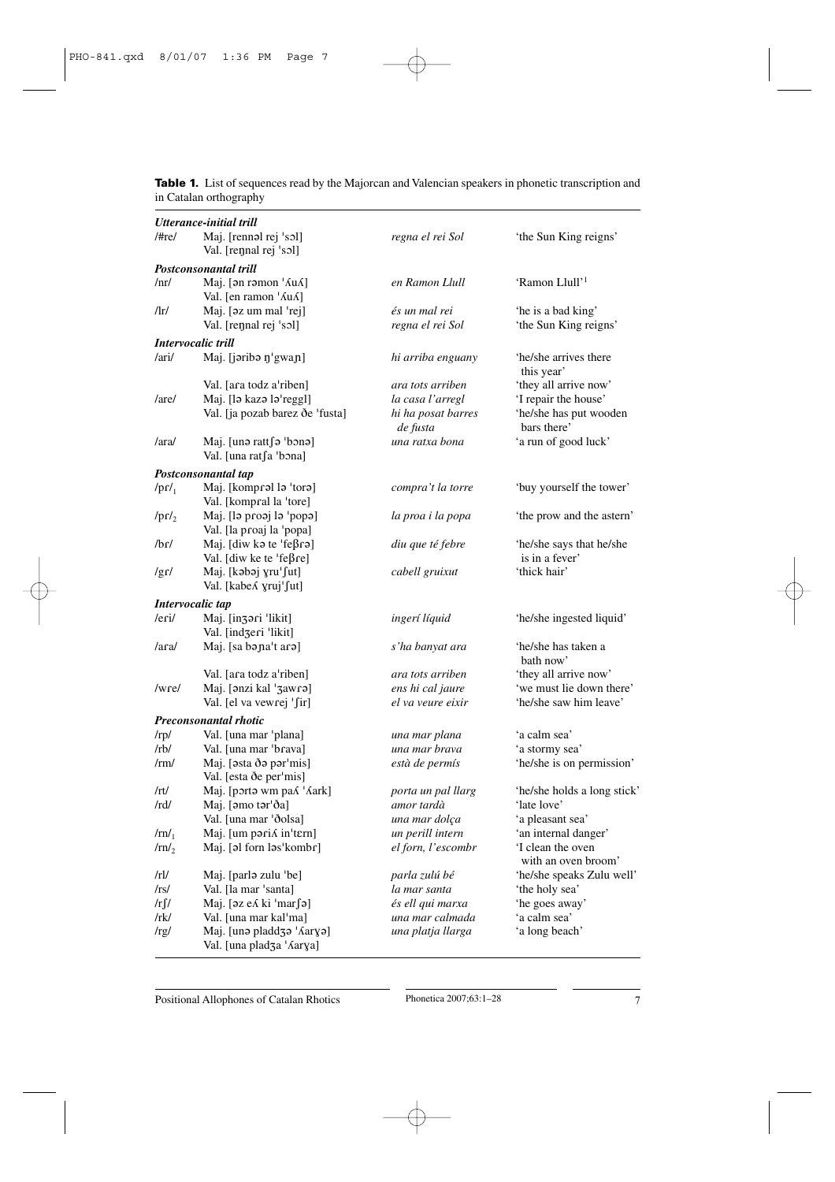**Table 1.** List of sequences read by the Majorcan and Valencian speakers in phonetic transcription and in Catalan orthography

| | | | |
|---|---|---|---|
| ***Utterance-initial trill*** | | | |
| /#re/ | Maj. [rennəl rej ˈsɔl] | *regna el rei Sol* | 'the Sun King reigns' |
| | Val. [reŋnal rej ˈsɔl] | | |
| ***Postconsonantal trill*** | | | |
| /nr/ | Maj. [ən rəmon ˈʎuʎ] | *en Ramon Llull* | 'Ramon Llull'[1] |
| | Val. [en ramon ˈʎuʎ] | | |
| /lr/ | Maj. [əz um mal ˈrej] | *és un mal rei* | 'he is a bad king' |
| | Val. [reŋnal rej ˈsɔl] | *regna el rei Sol* | 'the Sun King reigns' |
| ***Intervocalic trill*** | | | |
| /ari/ | Maj. [jəribə ŋˈgwaɲ] | *hi arriba enguany* | 'he/she arrives there this year' |
| | Val. [aɾa todz aˈriben] | *ara tots arriben* | 'they all arrive now' |
| /are/ | Maj. [lə kazə ləˈreggl] | *la casa l'arregl* | 'I repair the house' |
| | Val. [ja pozab barez ðe ˈfusta] | *hi ha posat barres de fusta* | 'he/she has put wooden bars there' |
| /ara/ | Maj. [unə rattʃə ˈbɔnə] | *una ratxa bona* | 'a run of good luck' |
| | Val. [una ratʃa ˈbɔna] | | |
| ***Postconsonantal tap*** | | | |
| /pɾ/$_1$ | Maj. [kompɾəl lə ˈtoɾə] | *compra't la torre* | 'buy yourself the tower' |
| | Val. [kompɾal la ˈtore] | | |
| /pɾ/$_2$ | Maj. [lə pɾoəj lə ˈpopə] | *la proa i la popa* | 'the prow and the astern' |
| | Val. [la pɾoaj la ˈpopa] | | |
| /bɾ/ | Maj. [diw kə te ˈfeβɾə] | *diu que té febre* | 'he/she says that he/she is in a fever' |
| | Val. [diw ke te ˈfeβɾe] | | |
| /gɾ/ | Maj. [kəbəj ɣɾuˈʃut] | *cabell gruixut* | 'thick hair' |
| | Val. [kabeʎ ɣɾujˈʃut] | | |
| ***Intervocalic tap*** | | | |
| /eɾi/ | Maj. [inʒəɾi ˈlikit] | *ingerí líquid* | 'he/she ingested liquid' |
| | Val. [indʒeɾi ˈlikit] | | |
| /aɾa/ | Maj. [sa bəɲaˈt aɾə] | *s'ha banyat ara* | 'he/she has taken a bath now' |
| | Val. [aɾa todz aˈriben] | *ara tots arriben* | 'they all arrive now' |
| /wɾe/ | Maj. [ənzi kal ˈʒawɾə] | *ens hi cal jaure* | 'we must lie down there' |
| | Val. [el va vewɾej ˈʃiɾ] | *el va veure eixir* | 'he/she saw him leave' |
| ***Preconsonantal rhotic*** | | | |
| /rp/ | Val. [una mar ˈplana] | *una mar plana* | 'a calm sea' |
| /rb/ | Val. [una mar ˈbɾava] | *una mar brava* | 'a stormy sea' |
| /rm/ | Maj. [əsta ðə pərˈmis] | *està de permís* | 'he/she is on permission' |
| | Val. [esta ðe perˈmis] | | |
| /rt/ | Maj. [pɔrtə wm paʎ ˈʎark] | *porta un pal llarg* | 'he/she holds a long stick' |
| /rd/ | Maj. [əmo tərˈða] | *amor tardà* | 'late love' |
| | Val. [una mar ˈðolsa] | *una mar dolça* | 'a pleasant sea' |
| /rn/$_1$ | Maj. [um pəriʎ inˈtern] | *un perill intern* | 'an internal danger' |
| /rn/$_2$ | Maj. [əl forn ləsˈkombɾ] | *el forn, l'escombr* | 'I clean the oven with an oven broom' |
| /rl/ | Maj. [parlə zulu ˈbe] | *parla zulú bé* | 'he/she speaks Zulu well' |
| /rs/ | Val. [la mar ˈsanta] | *la mar santa* | 'the holy sea' |
| /rʃ/ | Maj. [əz eʎ ki ˈmarʃə] | *és ell qui marxa* | 'he goes away' |
| /rk/ | Val. [una mar kalˈma] | *una mar calmada* | 'a calm sea' |
| /rg/ | Maj. [unə pladdʒə ˈʎarɣə] | *una platja llarga* | 'a long beach' |
| | Val. [una pladʒa ˈʎarɣa] | | |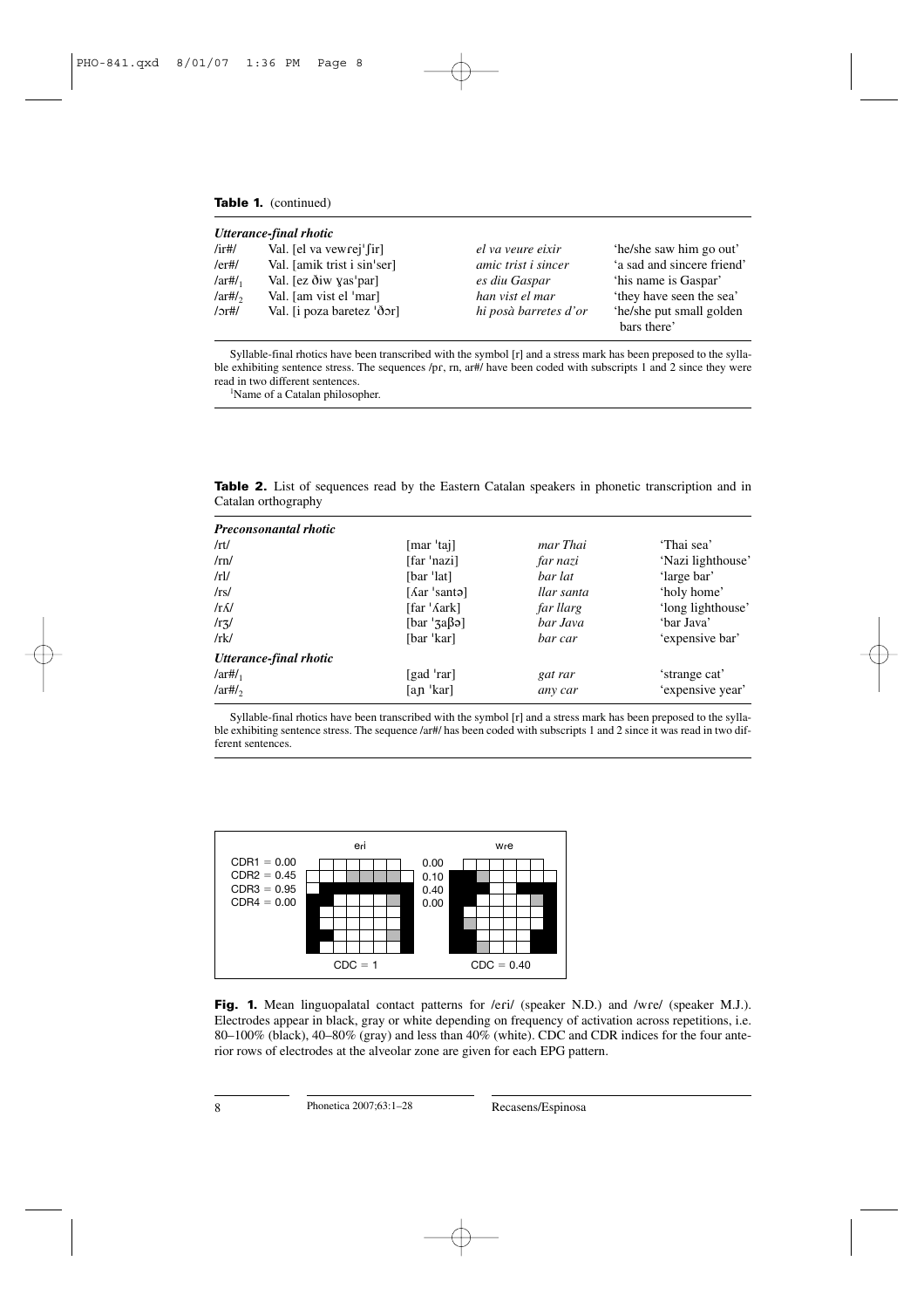**Table 1.** (continued)

| | | | |
|---|---|---|---|
| ***Utterance-final rhotic*** | | | |
| /ir#/ | Val. [el va vewɾej'ʃir] | *el va veure eixir* | 'he/she saw him go out' |
| /er#/ | Val. [amik trist i sin'ser] | *amic trist i sincer* | 'a sad and sincere friend' |
| /ar#/$_1$ | Val. [ez ðiw ɣas'par] | *es diu Gaspar* | 'his name is Gaspar' |
| /ar#/$_2$ | Val. [am vist el 'mar] | *han vist el mar* | 'they have seen the sea' |
| /ɔr#/ | Val. [i poza baretez 'ðɔr] | *hi posà barretes d'or* | 'he/she put small golden bars there' |

Syllable-final rhotics have been transcribed with the symbol [r] and a stress mark has been preposed to the syllable exhibiting sentence stress. The sequences /pɾ, rn, ar#/ have been coded with subscripts 1 and 2 since they were read in two different sentences.

[1]Name of a Catalan philosopher.

**Table 2.** List of sequences read by the Eastern Catalan speakers in phonetic transcription and in Catalan orthography

| | | | |
|---|---|---|---|
| ***Preconsonantal rhotic*** | | | |
| /rt/ | [mar 'taj] | *mar Thai* | 'Thai sea' |
| /rn/ | [far 'nazi] | *far nazi* | 'Nazi lighthouse' |
| /rl/ | [bar 'lat] | *bar lat* | 'large bar' |
| /rs/ | [ʎar 'santə] | *llar santa* | 'holy home' |
| /rʎ/ | [far 'ʎark] | *far llarg* | 'long lighthouse' |
| /rʒ/ | [bar 'ʒaβə] | *bar Java* | 'bar Java' |
| /rk/ | [bar 'kar] | *bar car* | 'expensive bar' |
| ***Utterance-final rhotic*** | | | |
| /ar#/$_1$ | [gad 'rar] | *gat rar* | 'strange cat' |
| /ar#/$_2$ | [aɲ 'kar] | *any car* | 'expensive year' |

Syllable-final rhotics have been transcribed with the symbol [r] and a stress mark has been preposed to the syllable exhibiting sentence stress. The sequence /ar#/ has been coded with subscripts 1 and 2 since it was read in two different sentences.

| | eɾi | | wɾe |
|---|---|---|---|
| CDR1 = 0.00 | | 0.00 | |
| CDR2 = 0.45 | | 0.10 | |
| CDR3 = 0.95 | | 0.40 | |
| CDR4 = 0.00 | | 0.00 | |
| | CDC = 1 | | CDC = 0.40 |

**Fig. 1.** Mean linguopalatal contact patterns for /eɾi/ (speaker N.D.) and /wɾe/ (speaker M.J.). Electrodes appear in black, gray or white depending on frequency of activation across repetitions, i.e. 80–100% (black), 40–80% (gray) and less than 40% (white). CDC and CDR indices for the four anterior rows of electrodes at the alveolar zone are given for each EPG pattern.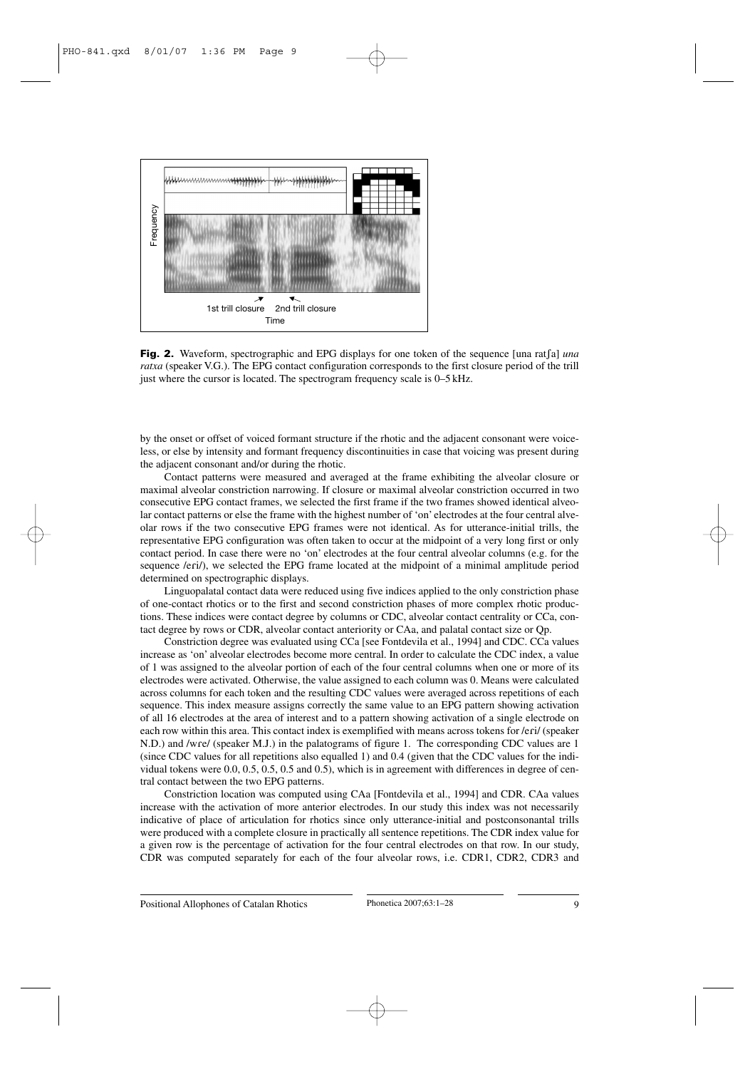Frequency

1st trill closure 2nd trill closure

Time

**Fig. 2.** Waveform, spectrographic and EPG displays for one token of the sequence [una ratʃa] *una ratxa* (speaker V.G.). The EPG contact configuration corresponds to the first closure period of the trill just where the cursor is located. The spectrogram frequency scale is 0–5 kHz.

by the onset or offset of voiced formant structure if the rhotic and the adjacent consonant were voiceless, or else by intensity and formant frequency discontinuities in case that voicing was present during the adjacent consonant and/or during the rhotic.

Contact patterns were measured and averaged at the frame exhibiting the alveolar closure or maximal alveolar constriction narrowing. If closure or maximal alveolar constriction occurred in two consecutive EPG contact frames, we selected the first frame if the two frames showed identical alveolar contact patterns or else the frame with the highest number of 'on' electrodes at the four central alveolar rows if the two consecutive EPG frames were not identical. As for utterance-initial trills, the representative EPG configuration was often taken to occur at the midpoint of a very long first or only contact period. In case there were no 'on' electrodes at the four central alveolar columns (e.g. for the sequence /eɾi/), we selected the EPG frame located at the midpoint of a minimal amplitude period determined on spectrographic displays.

Linguopalatal contact data were reduced using five indices applied to the only constriction phase of one-contact rhotics or to the first and second constriction phases of more complex rhotic productions. These indices were contact degree by columns or CDC, alveolar contact centrality or CCa, contact degree by rows or CDR, alveolar contact anteriority or CAa, and palatal contact size or Qp.

Constriction degree was evaluated using CCa [see Fontdevila et al., 1994] and CDC. CCa values increase as 'on' alveolar electrodes become more central. In order to calculate the CDC index, a value of 1 was assigned to the alveolar portion of each of the four central columns when one or more of its electrodes were activated. Otherwise, the value assigned to each column was 0. Means were calculated across columns for each token and the resulting CDC values were averaged across repetitions of each sequence. This index measure assigns correctly the same value to an EPG pattern showing activation of all 16 electrodes at the area of interest and to a pattern showing activation of a single electrode on each row within this area. This contact index is exemplified with means across tokens for /eɾi/ (speaker N.D.) and /wɾe/ (speaker M.J.) in the palatograms of figure 1. The corresponding CDC values are 1 (since CDC values for all repetitions also equalled 1) and 0.4 (given that the CDC values for the individual tokens were 0.0, 0.5, 0.5, 0.5 and 0.5), which is in agreement with differences in degree of central contact between the two EPG patterns.

Constriction location was computed using CAa [Fontdevila et al., 1994] and CDR. CAa values increase with the activation of more anterior electrodes. In our study this index was not necessarily indicative of place of articulation for rhotics since only utterance-initial and postconsonantal trills were produced with a complete closure in practically all sentence repetitions. The CDR index value for a given row is the percentage of activation for the four central electrodes on that row. In our study, CDR was computed separately for each of the four alveolar rows, i.e. CDR1, CDR2, CDR3 and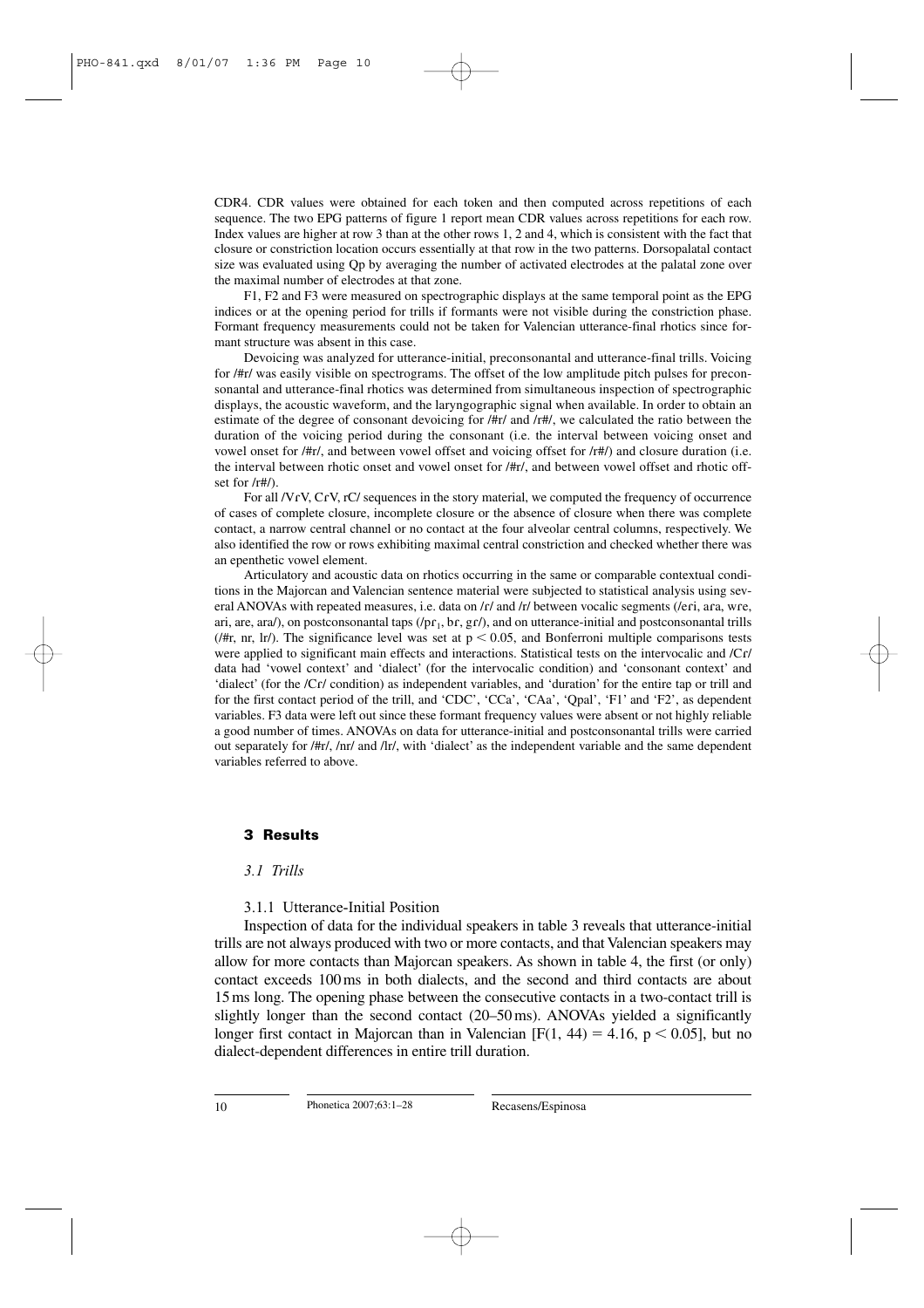CDR4. CDR values were obtained for each token and then computed across repetitions of each sequence. The two EPG patterns of figure 1 report mean CDR values across repetitions for each row. Index values are higher at row 3 than at the other rows 1, 2 and 4, which is consistent with the fact that closure or constriction location occurs essentially at that row in the two patterns. Dorsopalatal contact size was evaluated using Qp by averaging the number of activated electrodes at the palatal zone over the maximal number of electrodes at that zone.

F1, F2 and F3 were measured on spectrographic displays at the same temporal point as the EPG indices or at the opening period for trills if formants were not visible during the constriction phase. Formant frequency measurements could not be taken for Valencian utterance-final rhotics since formant structure was absent in this case.

Devoicing was analyzed for utterance-initial, preconsonantal and utterance-final trills. Voicing for /#r/ was easily visible on spectrograms. The offset of the low amplitude pitch pulses for preconsonantal and utterance-final rhotics was determined from simultaneous inspection of spectrographic displays, the acoustic waveform, and the laryngographic signal when available. In order to obtain an estimate of the degree of consonant devoicing for /#r/ and /r#/, we calculated the ratio between the duration of the voicing period during the consonant (i.e. the interval between voicing onset and vowel onset for /#r/, and between vowel offset and voicing offset for /r#/) and closure duration (i.e. the interval between rhotic onset and vowel onset for /#r/, and between vowel offset and rhotic offset for /r#/).

For all /VɾV, CɾV, rC/ sequences in the story material, we computed the frequency of occurrence of cases of complete closure, incomplete closure or the absence of closure when there was complete contact, a narrow central channel or no contact at the four alveolar central columns, respectively. We also identified the row or rows exhibiting maximal central constriction and checked whether there was an epenthetic vowel element.

Articulatory and acoustic data on rhotics occurring in the same or comparable contextual conditions in the Majorcan and Valencian sentence material were subjected to statistical analysis using several ANOVAs with repeated measures, i.e. data on /ɾ/ and /r/ between vocalic segments (/eɾi, aɾa, wɾe, ari, are, ara/), on postconsonantal taps (/pɾ$_1$, bɾ, gɾ/), and on utterance-initial and postconsonantal trills (/#r, nr, lr/). The significance level was set at $p < 0.05$, and Bonferroni multiple comparisons tests were applied to significant main effects and interactions. Statistical tests on the intervocalic and /Cɾ/ data had 'vowel context' and 'dialect' (for the intervocalic condition) and 'consonant context' and 'dialect' (for the /Cɾ/ condition) as independent variables, and 'duration' for the entire tap or trill and for the first contact period of the trill, and 'CDC', 'CCa', 'CAa', 'Qpal', 'F1' and 'F2', as dependent variables. F3 data were left out since these formant frequency values were absent or not highly reliable a good number of times. ANOVAs on data for utterance-initial and postconsonantal trills were carried out separately for /#r/, /nr/ and /lr/, with 'dialect' as the independent variable and the same dependent variables referred to above.

## 3 Results

### *3.1 Trills*

#### 3.1.1 Utterance-Initial Position

Inspection of data for the individual speakers in table 3 reveals that utterance-initial trills are not always produced with two or more contacts, and that Valencian speakers may allow for more contacts than Majorcan speakers. As shown in table 4, the first (or only) contact exceeds 100 ms in both dialects, and the second and third contacts are about 15 ms long. The opening phase between the consecutive contacts in a two-contact trill is slightly longer than the second contact (20–50 ms). ANOVAs yielded a significantly longer first contact in Majorcan than in Valencian [$F(1, 44) = 4.16$, $p < 0.05$], but no dialect-dependent differences in entire trill duration.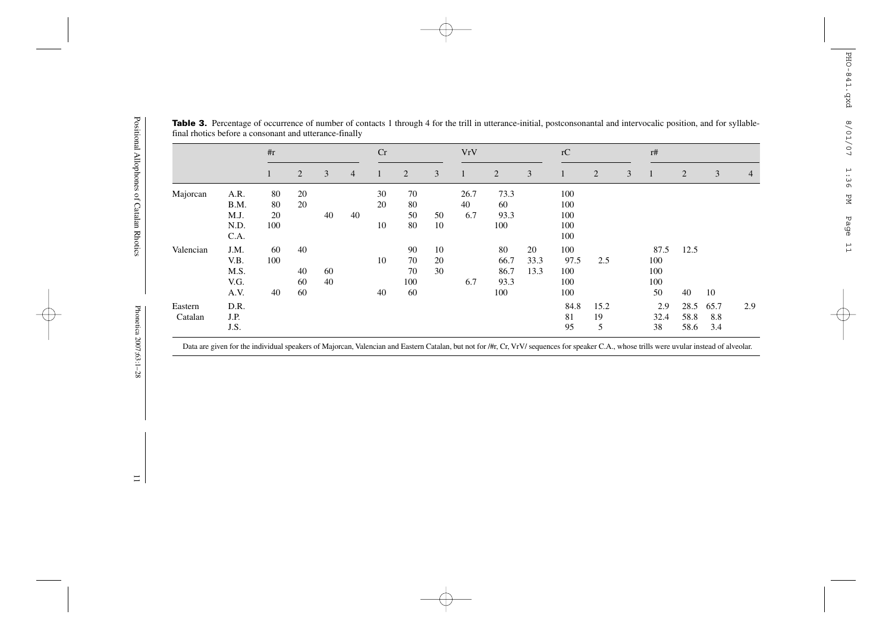**Table 3.** Percentage of occurrence of number of contacts 1 through 4 for the trill in utterance-initial, postconsonantal and intervocalic position, and for syllable-final rhotics before a consonant and utterance-finally

| | | #r | | | | Cr | | | VrV | | | rC | | | r# | | | |
|---|---|---|---|---|---|---|---|---|---|---|---|---|---|---|---|---|---|---|
| | | 1 | 2 | 3 | 4 | 1 | 2 | 3 | 1 | 2 | 3 | 1 | 2 | 3 | 1 | 2 | 3 | 4 |
| Majorcan | A.R. | 80 | 20 | | | 30 | 70 | | 26.7 | 73.3 | | 100 | | | | | | |
| | B.M. | 80 | 20 | | | 20 | 80 | | 40 | 60 | | 100 | | | | | | |
| | M.J. | 20 | | 40 | 40 | | 50 | 50 | 6.7 | 93.3 | | 100 | | | | | | |
| | N.D. | 100 | | | | 10 | 80 | 10 | | 100 | | 100 | | | | | | |
| | C.A. | | | | | | | | | | | 100 | | | | | | |
| Valencian | J.M. | 60 | 40 | | | | 90 | 10 | | 80 | 20 | 100 | | | 87.5 | 12.5 | | |
| | V.B. | 100 | | | | 10 | 70 | 20 | | 66.7 | 33.3 | 97.5 | 2.5 | | 100 | | | |
| | M.S. | | 40 | 60 | | | 70 | 30 | | 86.7 | 13.3 | 100 | | | 100 | | | |
| | V.G. | | 60 | 40 | | | 100 | | 6.7 | 93.3 | | 100 | | | 100 | | | |
| | A.V. | 40 | 60 | | | 40 | 60 | | | 100 | | 100 | | | 50 | 40 | 10 | |
| Eastern Catalan | D.R. | | | | | | | | | | | 84.8 | 15.2 | | 2.9 | 28.5 | 65.7 | 2.9 |
| | J.P. | | | | | | | | | | | 81 | 19 | | 32.4 | 58.8 | 8.8 | |
| | J.S. | | | | | | | | | | | 95 | 5 | | 38 | 58.6 | 3.4 | |

Data are given for the individual speakers of Majorcan, Valencian and Eastern Catalan, but not for /#r, Cr, VrV/ sequences for speaker C.A., whose trills were uvular instead of alveolar.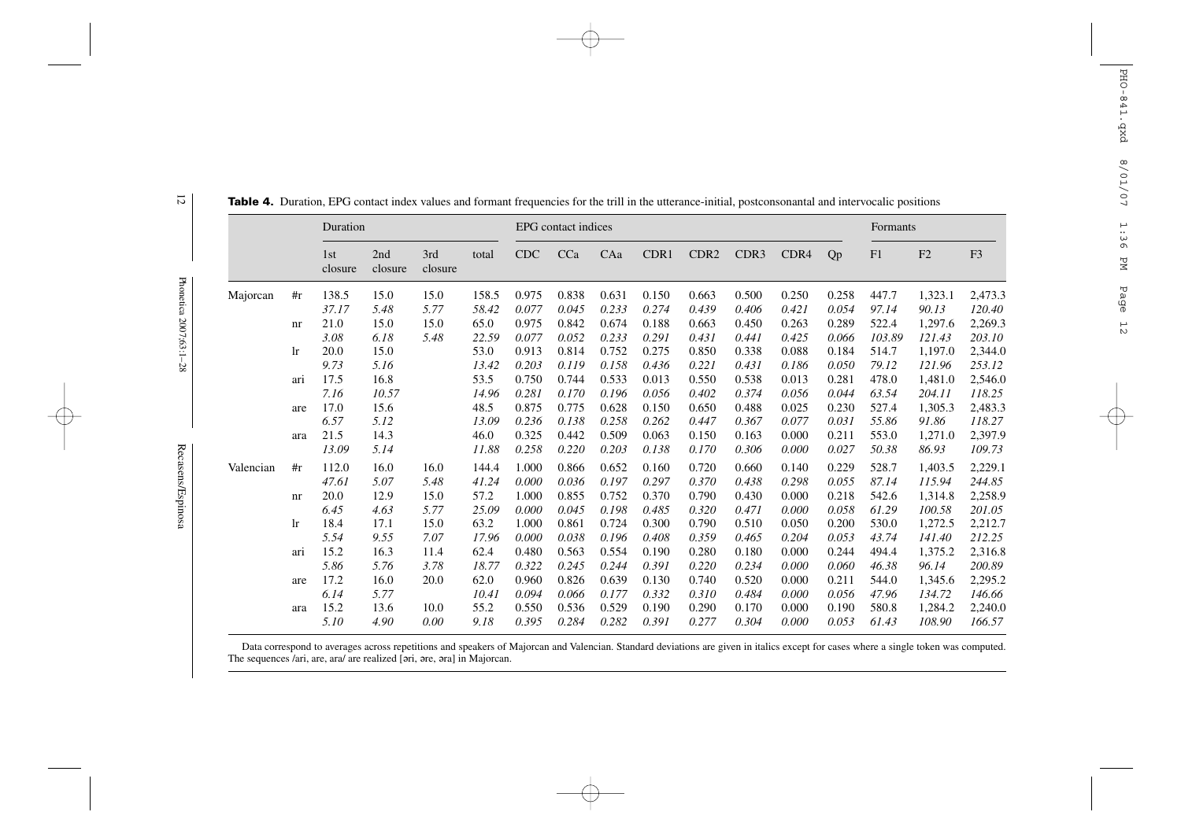**Table 4.** Duration, EPG contact index values and formant frequencies for the trill in the utterance-initial, postconsonantal and intervocalic positions

| | | Duration | | | | EPG contact indices | | | | | | | | Formants | | |
|---|---|---|---|---|---|---|---|---|---|---|---|---|---|---|---|---|
| | | 1st closure | 2nd closure | 3rd closure | total | CDC | CCa | CAa | CDR1 | CDR2 | CDR3 | CDR4 | Qp | F1 | F2 | F3 |
| Majorcan | #r | 138.5 | 15.0 | 15.0 | 158.5 | 0.975 | 0.838 | 0.631 | 0.150 | 0.663 | 0.500 | 0.250 | 0.258 | 447.7 | 1,323.1 | 2,473.3 |
| | | *37.17* | *5.48* | *5.77* | *58.42* | *0.077* | *0.045* | *0.233* | *0.274* | *0.439* | *0.406* | *0.421* | *0.054* | *97.14* | *90.13* | *120.40* |
| | nr | 21.0 | 15.0 | 15.0 | 65.0 | 0.975 | 0.842 | 0.674 | 0.188 | 0.663 | 0.450 | 0.263 | 0.289 | 522.4 | 1,297.6 | 2,269.3 |
| | | *3.08* | *6.18* | *5.48* | *22.59* | *0.077* | *0.052* | *0.233* | *0.291* | *0.431* | *0.441* | *0.425* | *0.066* | *103.89* | *121.43* | *203.10* |
| | lr | 20.0 | 15.0 | | 53.0 | 0.913 | 0.814 | 0.752 | 0.275 | 0.850 | 0.338 | 0.088 | 0.184 | 514.7 | 1,197.0 | 2,344.0 |
| | | *9.73* | *5.16* | | *13.42* | *0.203* | *0.119* | *0.158* | *0.436* | *0.221* | *0.431* | *0.186* | *0.050* | *79.12* | *121.96* | *253.12* |
| | ari | 17.5 | 16.8 | | 53.5 | 0.750 | 0.744 | 0.533 | 0.013 | 0.550 | 0.538 | 0.013 | 0.281 | 478.0 | 1,481.0 | 2,546.0 |
| | | *7.16* | *10.57* | | *14.96* | *0.281* | *0.170* | *0.196* | *0.056* | *0.402* | *0.374* | *0.056* | *0.044* | *63.54* | *204.11* | *118.25* |
| | are | 17.0 | 15.6 | | 48.5 | 0.875 | 0.775 | 0.628 | 0.150 | 0.650 | 0.488 | 0.025 | 0.230 | 527.4 | 1,305.3 | 2,483.3 |
| | | *6.57* | *5.12* | | *13.09* | *0.236* | *0.138* | *0.258* | *0.262* | *0.447* | *0.367* | *0.077* | *0.031* | *55.86* | *91.86* | *118.27* |
| | ara | 21.5 | 14.3 | | 46.0 | 0.325 | 0.442 | 0.509 | 0.063 | 0.150 | 0.163 | 0.000 | 0.211 | 553.0 | 1,271.0 | 2,397.9 |
| | | *13.09* | *5.14* | | *11.88* | *0.258* | *0.220* | *0.203* | *0.138* | *0.170* | *0.306* | *0.000* | *0.027* | *50.38* | *86.93* | *109.73* |
| Valencian | #r | 112.0 | 16.0 | 16.0 | 144.4 | 1.000 | 0.866 | 0.652 | 0.160 | 0.720 | 0.660 | 0.140 | 0.229 | 528.7 | 1,403.5 | 2,229.1 |
| | | *47.61* | *5.07* | *5.48* | *41.24* | *0.000* | *0.036* | *0.197* | *0.297* | *0.370* | *0.438* | *0.298* | *0.055* | *87.14* | *115.94* | *244.85* |
| | nr | 20.0 | 12.9 | 15.0 | 57.2 | 1.000 | 0.855 | 0.752 | 0.370 | 0.790 | 0.430 | 0.000 | 0.218 | 542.6 | 1,314.8 | 2,258.9 |
| | | *6.45* | *4.63* | *5.77* | *25.09* | *0.000* | *0.045* | *0.198* | *0.485* | *0.320* | *0.471* | *0.000* | *0.058* | *61.29* | *100.58* | *201.05* |
| | lr | 18.4 | 17.1 | 15.0 | 63.2 | 1.000 | 0.861 | 0.724 | 0.300 | 0.790 | 0.510 | 0.050 | 0.200 | 530.0 | 1,272.5 | 2,212.7 |
| | | *5.54* | *9.55* | *7.07* | *17.96* | *0.000* | *0.038* | *0.196* | *0.408* | *0.359* | *0.465* | *0.204* | *0.053* | *43.74* | *141.40* | *212.25* |
| | ari | 15.2 | 16.3 | 11.4 | 62.4 | 0.480 | 0.563 | 0.554 | 0.190 | 0.280 | 0.180 | 0.000 | 0.244 | 494.4 | 1,375.2 | 2,316.8 |
| | | *5.86* | *5.76* | *3.78* | *18.77* | *0.322* | *0.245* | *0.244* | *0.391* | *0.220* | *0.234* | *0.000* | *0.060* | *46.38* | *96.14* | *200.89* |
| | are | 17.2 | 16.0 | 20.0 | 62.0 | 0.960 | 0.826 | 0.639 | 0.130 | 0.740 | 0.520 | 0.000 | 0.211 | 544.0 | 1,345.6 | 2,295.2 |
| | | *6.14* | *5.77* | | *10.41* | *0.094* | *0.066* | *0.177* | *0.332* | *0.310* | *0.484* | *0.000* | *0.056* | *47.96* | *134.72* | *146.66* |
| | ara | 15.2 | 13.6 | 10.0 | 55.2 | 0.550 | 0.536 | 0.529 | 0.190 | 0.290 | 0.170 | 0.000 | 0.190 | 580.8 | 1,284.2 | 2,240.0 |
| | | *5.10* | *4.90* | *0.00* | *9.18* | *0.395* | *0.284* | *0.282* | *0.391* | *0.277* | *0.304* | *0.000* | *0.053* | *61.43* | *108.90* | *166.57* |

Data correspond to averages across repetitions and speakers of Majorcan and Valencian. Standard deviations are given in italics except for cases where a single token was computed. The sequences /ari, are, ara/ are realized [əri, əre, əra] in Majorcan.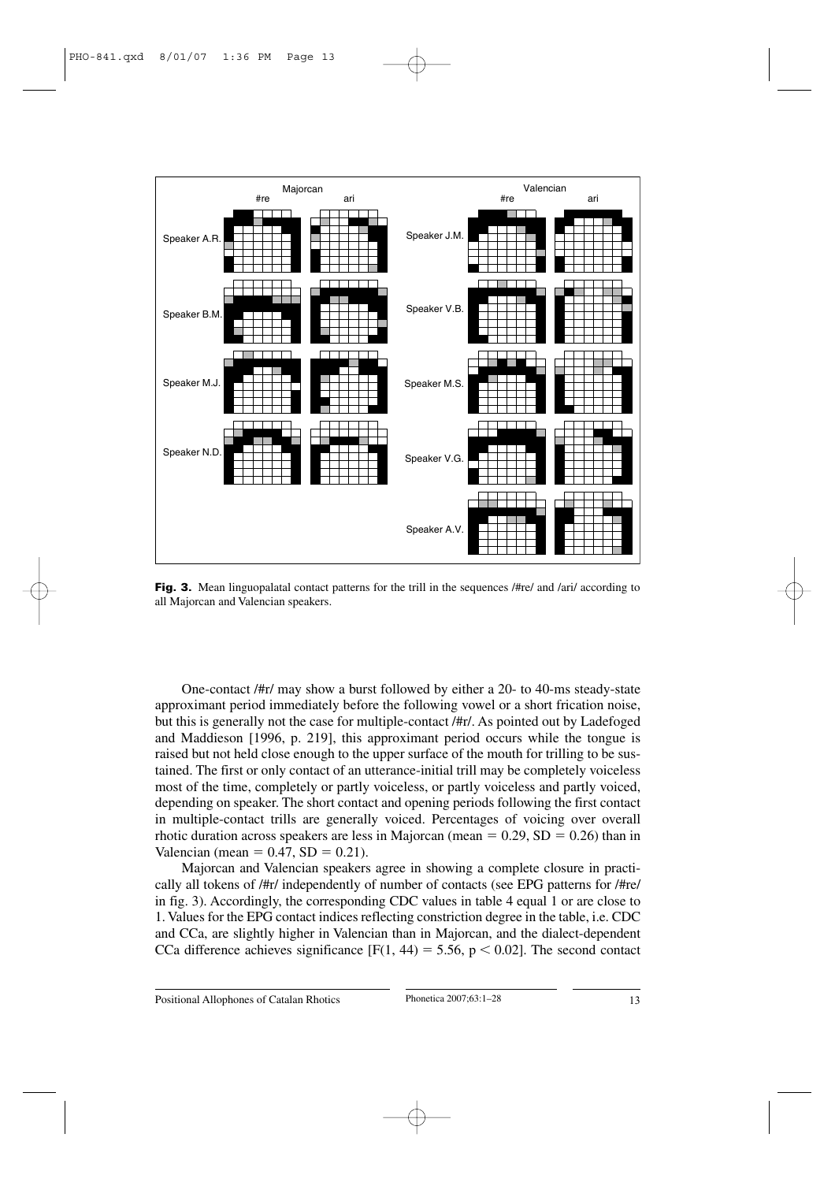Fig. 3. Mean linguopalatal contact patterns for the trill in the sequences /#re/ and /ari/ according to all Majorcan and Valencian speakers.

One-contact /#r/ may show a burst followed by either a 20- to 40-ms steady-state approximant period immediately before the following vowel or a short frication noise, but this is generally not the case for multiple-contact /#r/. As pointed out by Ladefoged and Maddieson [1996, p. 219], this approximant period occurs while the tongue is raised but not held close enough to the upper surface of the mouth for trilling to be sustained. The first or only contact of an utterance-initial trill may be completely voiceless most of the time, completely or partly voiceless, or partly voiceless and partly voiced, depending on speaker. The short contact and opening periods following the first contact in multiple-contact trills are generally voiced. Percentages of voicing over overall rhotic duration across speakers are less in Majorcan (mean $= 0.29$, SD $= 0.26$) than in Valencian (mean $= 0.47$, SD $= 0.21$).

Majorcan and Valencian speakers agree in showing a complete closure in practically all tokens of /#r/ independently of number of contacts (see EPG patterns for /#re/ in fig. 3). Accordingly, the corresponding CDC values in table 4 equal 1 or are close to 1. Values for the EPG contact indices reflecting constriction degree in the table, i.e. CDC and CCa, are slightly higher in Valencian than in Majorcan, and the dialect-dependent CCa difference achieves significance [$F(1, 44) = 5.56$, $p < 0.02$]. The second contact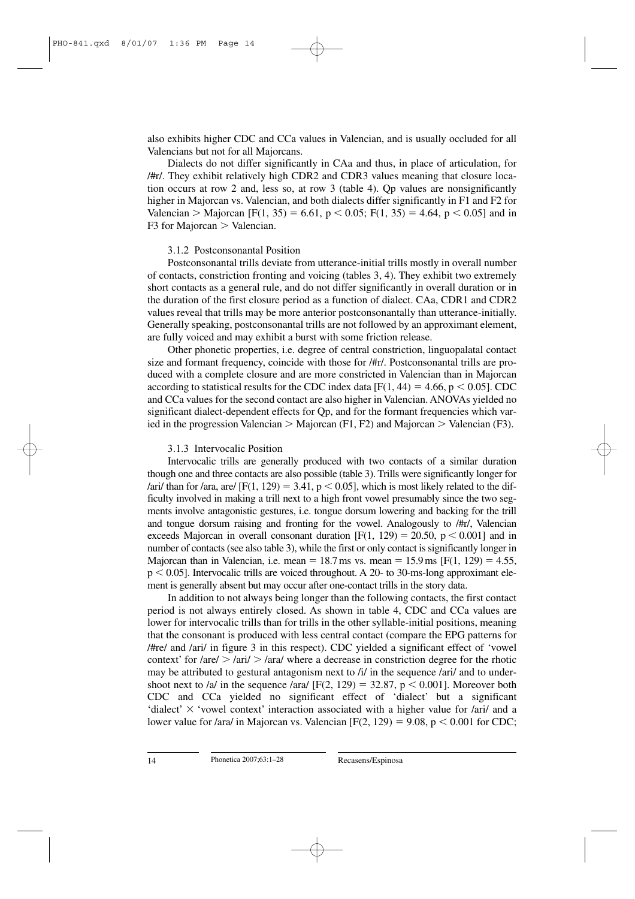also exhibits higher CDC and CCa values in Valencian, and is usually occluded for all Valencians but not for all Majorcans.

Dialects do not differ significantly in CAa and thus, in place of articulation, for /#r/. They exhibit relatively high CDR2 and CDR3 values meaning that closure location occurs at row 2 and, less so, at row 3 (table 4). Qp values are nonsignificantly higher in Majorcan vs. Valencian, and both dialects differ significantly in F1 and F2 for Valencian > Majorcan [$F(1, 35) = 6.61$, $p < 0.05$; $F(1, 35) = 4.64$, $p < 0.05$] and in F3 for Majorcan > Valencian.

### 3.1.2 Postconsonantal Position

Postconsonantal trills deviate from utterance-initial trills mostly in overall number of contacts, constriction fronting and voicing (tables 3, 4). They exhibit two extremely short contacts as a general rule, and do not differ significantly in overall duration or in the duration of the first closure period as a function of dialect. CAa, CDR1 and CDR2 values reveal that trills may be more anterior postconsonantally than utterance-initially. Generally speaking, postconsonantal trills are not followed by an approximant element, are fully voiced and may exhibit a burst with some friction release.

Other phonetic properties, i.e. degree of central constriction, linguopalatal contact size and formant frequency, coincide with those for /#r/. Postconsonantal trills are produced with a complete closure and are more constricted in Valencian than in Majorcan according to statistical results for the CDC index data [$F(1, 44) = 4.66$, $p < 0.05$]. CDC and CCa values for the second contact are also higher in Valencian. ANOVAs yielded no significant dialect-dependent effects for Qp, and for the formant frequencies which varied in the progression Valencian > Majorcan (F1, F2) and Majorcan > Valencian (F3).

### 3.1.3 Intervocalic Position

Intervocalic trills are generally produced with two contacts of a similar duration though one and three contacts are also possible (table 3). Trills were significantly longer for /ari/ than for /ara, are/ [$F(1, 129) = 3.41$, $p < 0.05$], which is most likely related to the difficulty involved in making a trill next to a high front vowel presumably since the two segments involve antagonistic gestures, i.e. tongue dorsum lowering and backing for the trill and tongue dorsum raising and fronting for the vowel. Analogously to /#r/, Valencian exceeds Majorcan in overall consonant duration [$F(1, 129) = 20.50$, $p < 0.001$] and in number of contacts (see also table 3), while the first or only contact is significantly longer in Majorcan than in Valencian, i.e. mean = 18.7 ms vs. mean = 15.9 ms [$F(1, 129) = 4.55$, $p < 0.05$]. Intervocalic trills are voiced throughout. A 20- to 30-ms-long approximant element is generally absent but may occur after one-contact trills in the story data.

In addition to not always being longer than the following contacts, the first contact period is not always entirely closed. As shown in table 4, CDC and CCa values are lower for intervocalic trills than for trills in the other syllable-initial positions, meaning that the consonant is produced with less central contact (compare the EPG patterns for /#re/ and /ari/ in figure 3 in this respect). CDC yielded a significant effect of 'vowel context' for /are/ > /ari/ > /ara/ where a decrease in constriction degree for the rhotic may be attributed to gestural antagonism next to /i/ in the sequence /ari/ and to undershoot next to /a/ in the sequence /ara/ [$F(2, 129) = 32.87$, $p < 0.001$]. Moreover both CDC and CCa yielded no significant effect of 'dialect' but a significant 'dialect' × 'vowel context' interaction associated with a higher value for /ari/ and a lower value for /ara/ in Majorcan vs. Valencian [$F(2, 129) = 9.08$, $p < 0.001$ for CDC;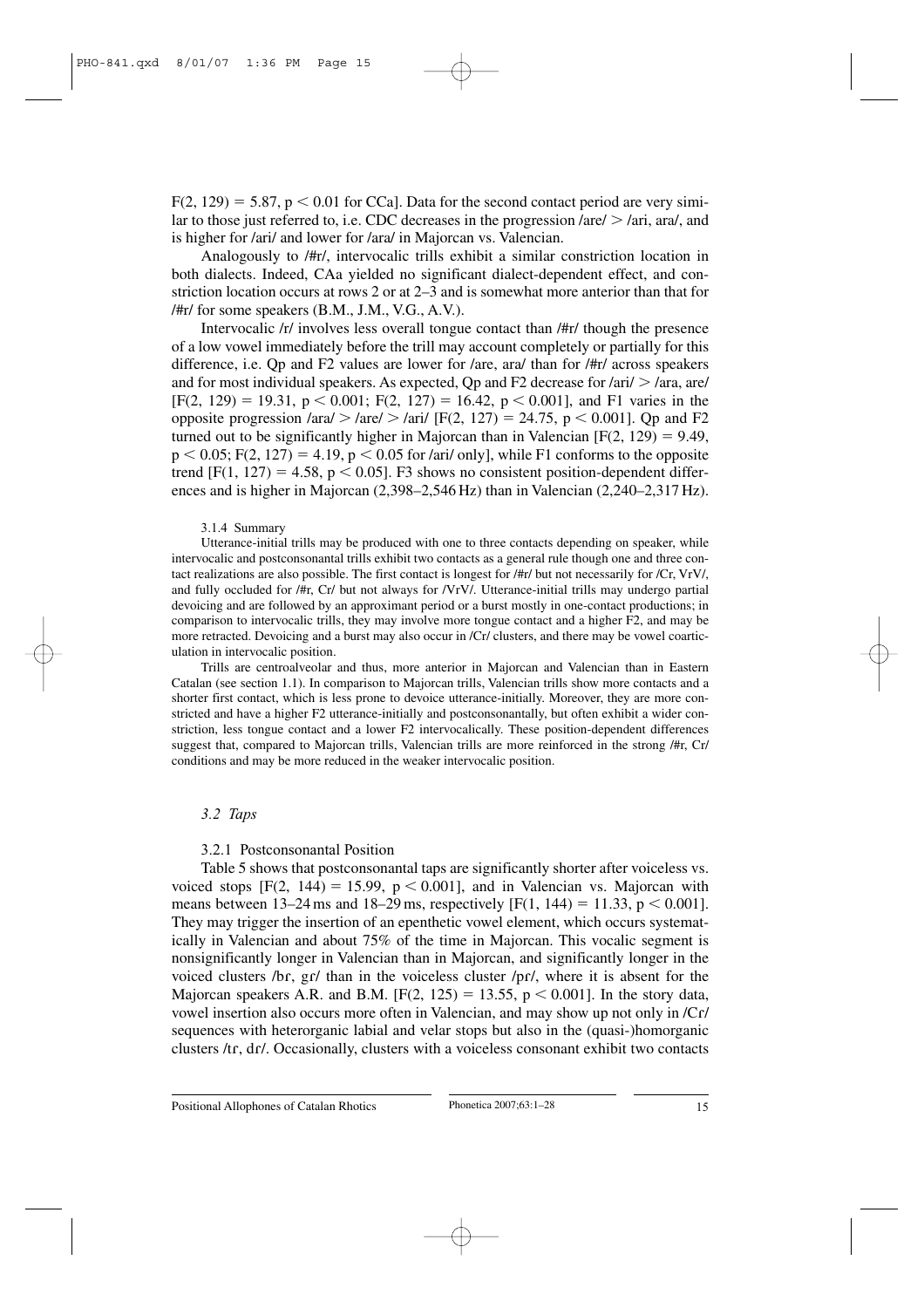$F(2, 129) = 5.87$, $p < 0.01$ for CCa]. Data for the second contact period are very similar to those just referred to, i.e. CDC decreases in the progression /are/ > /ari, ara/, and is higher for /ari/ and lower for /ara/ in Majorcan vs. Valencian.

Analogously to /#r/, intervocalic trills exhibit a similar constriction location in both dialects. Indeed, CAa yielded no significant dialect-dependent effect, and constriction location occurs at rows 2 or at 2–3 and is somewhat more anterior than that for /#r/ for some speakers (B.M., J.M., V.G., A.V.).

Intervocalic /r/ involves less overall tongue contact than /#r/ though the presence of a low vowel immediately before the trill may account completely or partially for this difference, i.e. Qp and F2 values are lower for /are, ara/ than for /#r/ across speakers and for most individual speakers. As expected, Qp and F2 decrease for /ari/ > /ara, are/ [$F(2, 129) = 19.31$, $p < 0.001$; $F(2, 127) = 16.42$, $p < 0.001$], and F1 varies in the opposite progression /ara/ > /are/ > /ari/ [$F(2, 127) = 24.75$, $p < 0.001$]. Qp and F2 turned out to be significantly higher in Majorcan than in Valencian [$F(2, 129) = 9.49$, $p < 0.05$; $F(2, 127) = 4.19$, $p < 0.05$ for /ari/ only], while F1 conforms to the opposite trend [$F(1, 127) = 4.58$, $p < 0.05$]. F3 shows no consistent position-dependent differences and is higher in Majorcan (2,398–2,546 Hz) than in Valencian (2,240–2,317 Hz).

#### 3.1.4 Summary

Utterance-initial trills may be produced with one to three contacts depending on speaker, while intervocalic and postconsonantal trills exhibit two contacts as a general rule though one and three contact realizations are also possible. The first contact is longest for /#r/ but not necessarily for /Cr, VrV/, and fully occluded for /#r, Cr/ but not always for /VrV/. Utterance-initial trills may undergo partial devoicing and are followed by an approximant period or a burst mostly in one-contact productions; in comparison to intervocalic trills, they may involve more tongue contact and a higher F2, and may be more retracted. Devoicing and a burst may also occur in /Cr/ clusters, and there may be vowel coarticulation in intervocalic position.

Trills are centroalveolar and thus, more anterior in Majorcan and Valencian than in Eastern Catalan (see section 1.1). In comparison to Majorcan trills, Valencian trills show more contacts and a shorter first contact, which is less prone to devoice utterance-initially. Moreover, they are more constricted and have a higher F2 utterance-initially and postconsonantally, but often exhibit a wider constriction, less tongue contact and a lower F2 intervocalically. These position-dependent differences suggest that, compared to Majorcan trills, Valencian trills are more reinforced in the strong /#r, Cr/ conditions and may be more reduced in the weaker intervocalic position.

### *3.2 Taps*

#### 3.2.1 Postconsonantal Position

Table 5 shows that postconsonantal taps are significantly shorter after voiceless vs. voiced stops [$F(2, 144) = 15.99$, $p < 0.001$], and in Valencian vs. Majorcan with means between 13–24 ms and 18–29 ms, respectively [$F(1, 144) = 11.33$, $p < 0.001$]. They may trigger the insertion of an epenthetic vowel element, which occurs systematically in Valencian and about 75% of the time in Majorcan. This vocalic segment is nonsignificantly longer in Valencian than in Majorcan, and significantly longer in the voiced clusters /bɾ, gɾ/ than in the voiceless cluster /pɾ/, where it is absent for the Majorcan speakers A.R. and B.M. [$F(2, 125) = 13.55$, $p < 0.001$]. In the story data, vowel insertion also occurs more often in Valencian, and may show up not only in /Cɾ/ sequences with heterorganic labial and velar stops but also in the (quasi-)homorganic clusters /tɾ, dɾ/. Occasionally, clusters with a voiceless consonant exhibit two contacts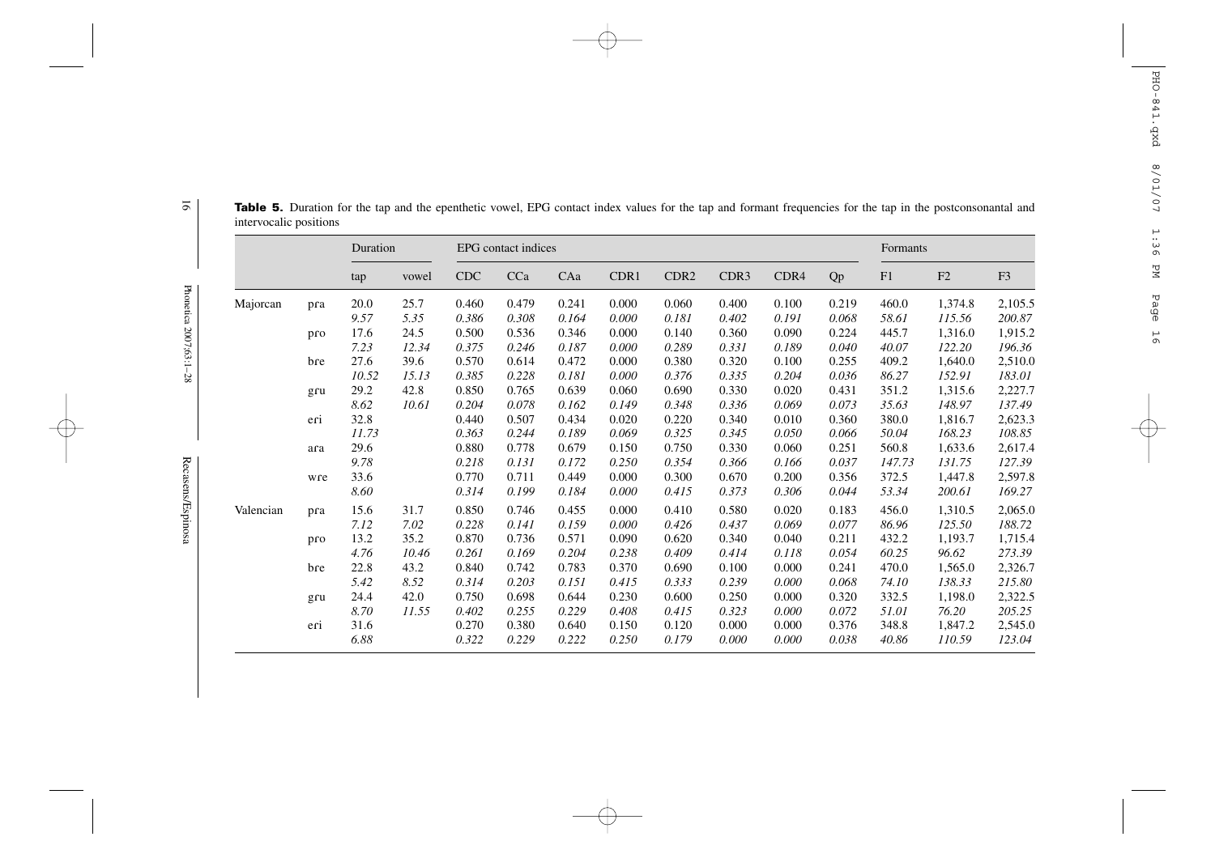**Table 5.** Duration for the tap and the epenthetic vowel, EPG contact index values for the tap and formant frequencies for the tap in the postconsonantal and intervocalic positions

| | | Duration | | EPG contact indices | | | | | | | | Formants | | |
|---|---|---|---|---|---|---|---|---|---|---|---|---|---|---|
| | | tap | vowel | CDC | CCa | CAa | CDR1 | CDR2 | CDR3 | CDR4 | Qp | F1 | F2 | F3 |
| Majorcan | pra | 20.0 | 25.7 | 0.460 | 0.479 | 0.241 | 0.000 | 0.060 | 0.400 | 0.100 | 0.219 | 460.0 | 1,374.8 | 2,105.5 |
| | | *9.57* | *5.35* | *0.386* | *0.308* | *0.164* | *0.000* | *0.181* | *0.402* | *0.191* | *0.068* | *58.61* | *115.56* | *200.87* |
| | pro | 17.6 | 24.5 | 0.500 | 0.536 | 0.346 | 0.000 | 0.140 | 0.360 | 0.090 | 0.224 | 445.7 | 1,316.0 | 1,915.2 |
| | | *7.23* | *12.34* | *0.375* | *0.246* | *0.187* | *0.000* | *0.289* | *0.331* | *0.189* | *0.040* | *40.07* | *122.20* | *196.36* |
| | bre | 27.6 | 39.6 | 0.570 | 0.614 | 0.472 | 0.000 | 0.380 | 0.320 | 0.100 | 0.255 | 409.2 | 1,640.0 | 2,510.0 |
| | | *10.52* | *15.13* | *0.385* | *0.228* | *0.181* | *0.000* | *0.376* | *0.335* | *0.204* | *0.036* | *86.27* | *152.91* | *183.01* |
| | gru | 29.2 | 42.8 | 0.850 | 0.765 | 0.639 | 0.060 | 0.690 | 0.330 | 0.020 | 0.431 | 351.2 | 1,315.6 | 2,227.7 |
| | | *8.62* | *10.61* | *0.204* | *0.078* | *0.162* | *0.149* | *0.348* | *0.336* | *0.069* | *0.073* | *35.63* | *148.97* | *137.49* |
| | eri | 32.8 | | 0.440 | 0.507 | 0.434 | 0.020 | 0.220 | 0.340 | 0.010 | 0.360 | 380.0 | 1,816.7 | 2,623.3 |
| | | *11.73* | | *0.363* | *0.244* | *0.189* | *0.069* | *0.325* | *0.345* | *0.050* | *0.066* | *50.04* | *168.23* | *108.85* |
| | ara | 29.6 | | 0.880 | 0.778 | 0.679 | 0.150 | 0.750 | 0.330 | 0.060 | 0.251 | 560.8 | 1,633.6 | 2,617.4 |
| | | *9.78* | | *0.218* | *0.131* | *0.172* | *0.250* | *0.354* | *0.366* | *0.166* | *0.037* | *147.73* | *131.75* | *127.39* |
| | wre | 33.6 | | 0.770 | 0.711 | 0.449 | 0.000 | 0.300 | 0.670 | 0.200 | 0.356 | 372.5 | 1,447.8 | 2,597.8 |
| | | *8.60* | | *0.314* | *0.199* | *0.184* | *0.000* | *0.415* | *0.373* | *0.306* | *0.044* | *53.34* | *200.61* | *169.27* |
| Valencian | pra | 15.6 | 31.7 | 0.850 | 0.746 | 0.455 | 0.000 | 0.410 | 0.580 | 0.020 | 0.183 | 456.0 | 1,310.5 | 2,065.0 |
| | | *7.12* | *7.02* | *0.228* | *0.141* | *0.159* | *0.000* | *0.426* | *0.437* | *0.069* | *0.077* | *86.96* | *125.50* | *188.72* |
| | pro | 13.2 | 35.2 | 0.870 | 0.736 | 0.571 | 0.090 | 0.620 | 0.340 | 0.040 | 0.211 | 432.2 | 1,193.7 | 1,715.4 |
| | | *4.76* | *10.46* | *0.261* | *0.169* | *0.204* | *0.238* | *0.409* | *0.414* | *0.118* | *0.054* | *60.25* | *96.62* | *273.39* |
| | bre | 22.8 | 43.2 | 0.840 | 0.742 | 0.783 | 0.370 | 0.690 | 0.100 | 0.000 | 0.241 | 470.0 | 1,565.0 | 2,326.7 |
| | | *5.42* | *8.52* | *0.314* | *0.203* | *0.151* | *0.415* | *0.333* | *0.239* | *0.000* | *0.068* | *74.10* | *138.33* | *215.80* |
| | gru | 24.4 | 42.0 | 0.750 | 0.698 | 0.644 | 0.230 | 0.600 | 0.250 | 0.000 | 0.320 | 332.5 | 1,198.0 | 2,322.5 |
| | | *8.70* | *11.55* | *0.402* | *0.255* | *0.229* | *0.408* | *0.415* | *0.323* | *0.000* | *0.072* | *51.01* | *76.20* | *205.25* |
| | eri | 31.6 | | 0.270 | 0.380 | 0.640 | 0.150 | 0.120 | 0.000 | 0.000 | 0.376 | 348.8 | 1,847.2 | 2,545.0 |
| | | *6.88* | | *0.322* | *0.229* | *0.222* | *0.250* | *0.179* | *0.000* | *0.000* | *0.038* | *40.86* | *110.59* | *123.04* |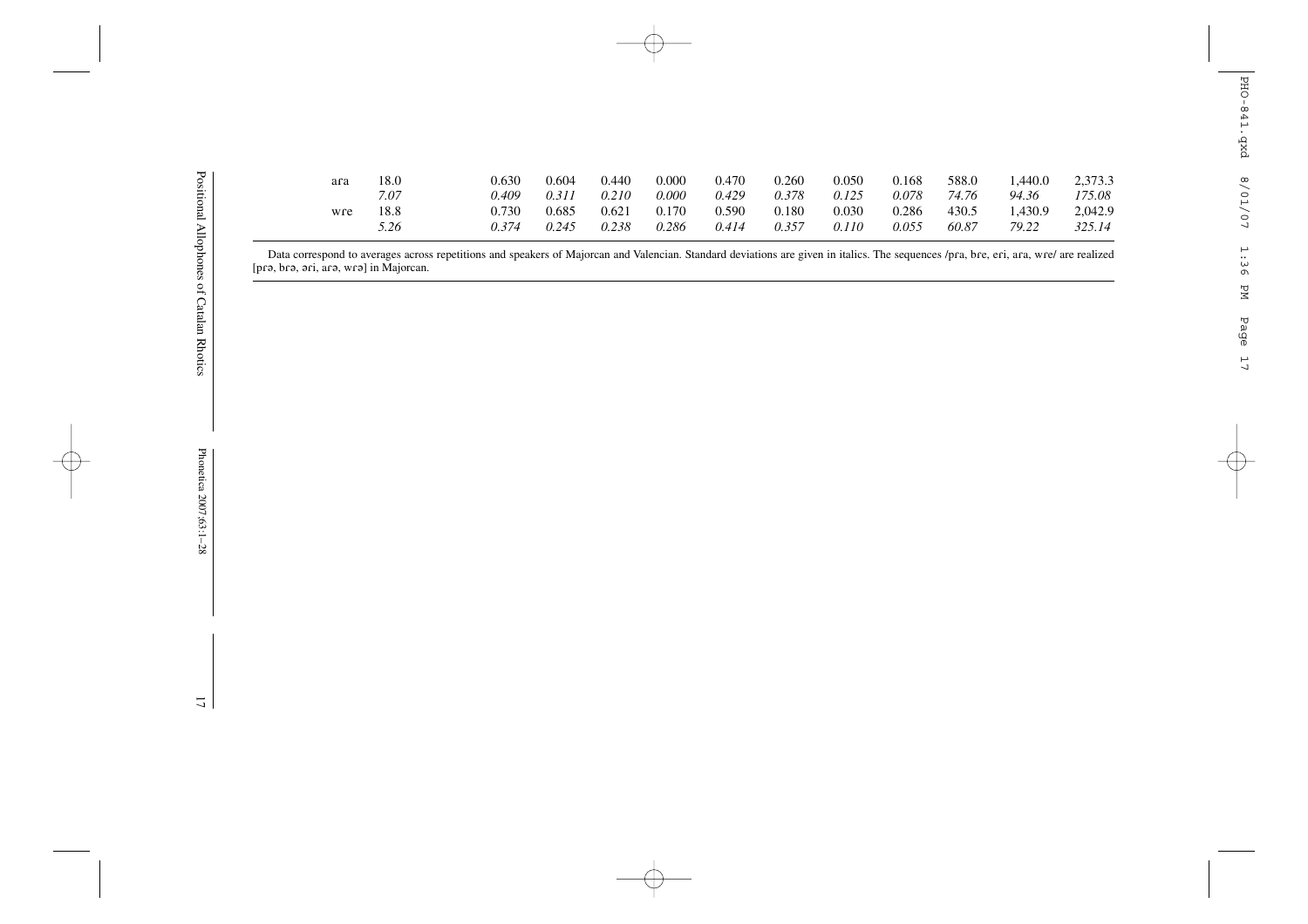| | | | | | | | | | | | | |
|---|---|---|---|---|---|---|---|---|---|---|---|---|
| aɾa | 18.0 | 0.630 | 0.604 | 0.440 | 0.000 | 0.470 | 0.260 | 0.050 | 0.168 | 588.0 | 1,440.0 | 2,373.3 |
| | *7.07* | *0.409* | *0.311* | *0.210* | *0.000* | *0.429* | *0.378* | *0.125* | *0.078* | *74.76* | *94.36* | *175.08* |
| wɾe | 18.8 | 0.730 | 0.685 | 0.621 | 0.170 | 0.590 | 0.180 | 0.030 | 0.286 | 430.5 | 1,430.9 | 2,042.9 |
| | *5.26* | *0.374* | *0.245* | *0.238* | *0.286* | *0.414* | *0.357* | *0.110* | *0.055* | *60.87* | *79.22* | *325.14* |

Data correspond to averages across repetitions and speakers of Majorcan and Valencian. Standard deviations are given in italics. The sequences /pɾa, bɾe, eɾi, aɾa, wɾe/ are realized [pɾə, bɾə, əɾi, aɾə, wɾə] in Majorcan.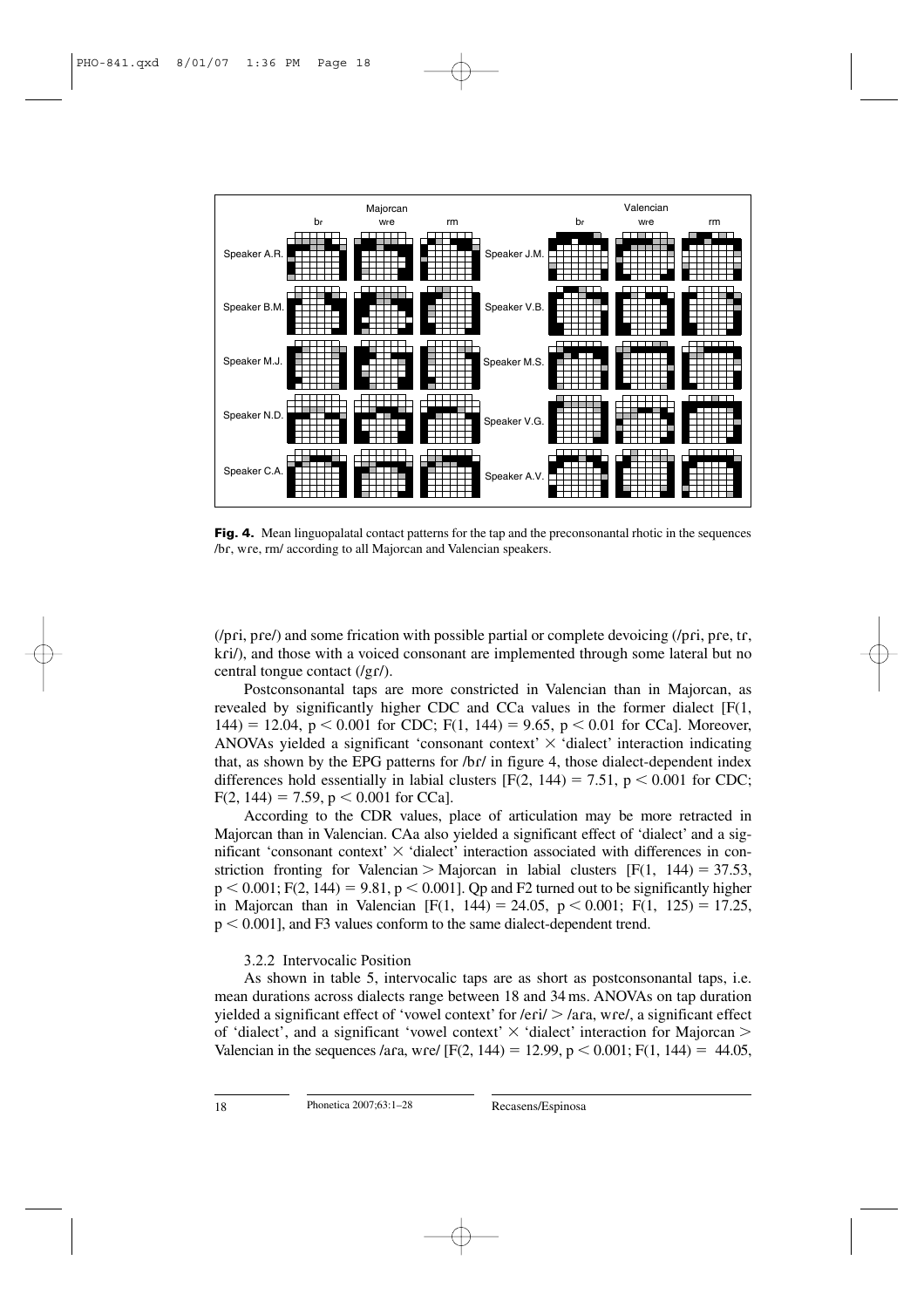Fig. 4. Mean linguopalatal contact patterns for the tap and the preconsonantal rhotic in the sequences /bɾ, wɾe, rm/ according to all Majorcan and Valencian speakers.

(/pɾi, pɾe/) and some frication with possible partial or complete devoicing (/pɾi, pɾe, tɾ, kɾi/), and those with a voiced consonant are implemented through some lateral but no central tongue contact (/gɾ/).

Postconsonantal taps are more constricted in Valencian than in Majorcan, as revealed by significantly higher CDC and CCa values in the former dialect [$F(1, 144) = 12.04$, $p < 0.001$ for CDC; $F(1, 144) = 9.65$, $p < 0.01$ for CCa]. Moreover, ANOVAs yielded a significant 'consonant context' × 'dialect' interaction indicating that, as shown by the EPG patterns for /bɾ/ in figure 4, those dialect-dependent index differences hold essentially in labial clusters [$F(2, 144) = 7.51$, $p < 0.001$ for CDC; $F(2, 144) = 7.59$, $p < 0.001$ for CCa].

According to the CDR values, place of articulation may be more retracted in Majorcan than in Valencian. CAa also yielded a significant effect of 'dialect' and a significant 'consonant context' × 'dialect' interaction associated with differences in constriction fronting for Valencian > Majorcan in labial clusters [$F(1, 144) = 37.53$, $p < 0.001$; $F(2, 144) = 9.81$, $p < 0.001$]. Qp and F2 turned out to be significantly higher in Majorcan than in Valencian [$F(1, 144) = 24.05$, $p < 0.001$; $F(1, 125) = 17.25$, $p < 0.001$], and F3 values conform to the same dialect-dependent trend.

### 3.2.2 Intervocalic Position

As shown in table 5, intervocalic taps are as short as postconsonantal taps, i.e. mean durations across dialects range between 18 and 34 ms. ANOVAs on tap duration yielded a significant effect of 'vowel context' for /eɾi/ > /aɾa, wɾe/, a significant effect of 'dialect', and a significant 'vowel context' × 'dialect' interaction for Majorcan > Valencian in the sequences /aɾa, wɾe/ [$F(2, 144) = 12.99$, $p < 0.001$; $F(1, 144) = 44.05$,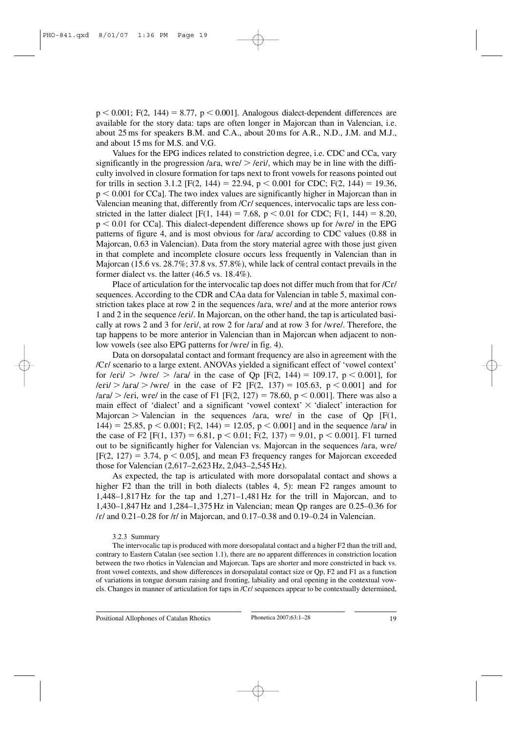$p < 0.001$; $F(2, 144) = 8.77$, $p < 0.001$]. Analogous dialect-dependent differences are available for the story data: taps are often longer in Majorcan than in Valencian, i.e. about 25 ms for speakers B.M. and C.A., about 20 ms for A.R., N.D., J.M. and M.J., and about 15 ms for M.S. and V.G.

Values for the EPG indices related to constriction degree, i.e. CDC and CCa, vary significantly in the progression /aɾa, wɾe/ > /eɾi/, which may be in line with the difficulty involved in closure formation for taps next to front vowels for reasons pointed out for trills in section 3.1.2 [$F(2, 144) = 22.94$, $p < 0.001$ for CDC; $F(2, 144) = 19.36$, $p < 0.001$ for CCa]. The two index values are significantly higher in Majorcan than in Valencian meaning that, differently from /Cɾ/ sequences, intervocalic taps are less constricted in the latter dialect [$F(1, 144) = 7.68$, $p < 0.01$ for CDC; $F(1, 144) = 8.20$, $p < 0.01$ for CCa]. This dialect-dependent difference shows up for /wɾe/ in the EPG patterns of figure 4, and is most obvious for /aɾa/ according to CDC values (0.88 in Majorcan, 0.63 in Valencian). Data from the story material agree with those just given in that complete and incomplete closure occurs less frequently in Valencian than in Majorcan (15.6 vs. 28.7%; 37.8 vs. 57.8%), while lack of central contact prevails in the former dialect vs. the latter (46.5 vs. 18.4%).

Place of articulation for the intervocalic tap does not differ much from that for /Cɾ/ sequences. According to the CDR and CAa data for Valencian in table 5, maximal constriction takes place at row 2 in the sequences /aɾa, wɾe/ and at the more anterior rows 1 and 2 in the sequence /eɾi/. In Majorcan, on the other hand, the tap is articulated basically at rows 2 and 3 for /eɾi/, at row 2 for /aɾa/ and at row 3 for /wɾe/. Therefore, the tap happens to be more anterior in Valencian than in Majorcan when adjacent to nonlow vowels (see also EPG patterns for /wɾe/ in fig. 4).

Data on dorsopalatal contact and formant frequency are also in agreement with the /Cɾ/ scenario to a large extent. ANOVAs yielded a significant effect of 'vowel context' for /eɾi/ > /wɾe/ > /aɾa/ in the case of Qp [$F(2, 144) = 109.17$, $p < 0.001$], for /eɾi/ > /aɾa/ > /wɾe/ in the case of F2 [$F(2, 137) = 105.63$, $p < 0.001$] and for /aɾa/ > /eɾi, wɾe/ in the case of F1 [$F(2, 127) = 78.60$, $p < 0.001$]. There was also a main effect of 'dialect' and a significant 'vowel context' $\times$ 'dialect' interaction for Majorcan > Valencian in the sequences /aɾa, wɾe/ in the case of Qp [$F(1, 144) = 25.85$, $p < 0.001$; $F(2, 144) = 12.05$, $p < 0.001$] and in the sequence /aɾa/ in the case of F2 [$F(1, 137) = 6.81$, $p < 0.01$; $F(2, 137) = 9.01$, $p < 0.001$]. F1 turned out to be significantly higher for Valencian vs. Majorcan in the sequences /aɾa, wɾe/ [$F(2, 127) = 3.74$, $p < 0.05$], and mean F3 frequency ranges for Majorcan exceeded those for Valencian (2,617–2,623 Hz, 2,043–2,545 Hz).

As expected, the tap is articulated with more dorsopalatal contact and shows a higher F2 than the trill in both dialects (tables 4, 5): mean F2 ranges amount to 1,448–1,817 Hz for the tap and 1,271–1,481 Hz for the trill in Majorcan, and to 1,430–1,847 Hz and 1,284–1,375 Hz in Valencian; mean Qp ranges are 0.25–0.36 for /ɾ/ and 0.21–0.28 for /r/ in Majorcan, and 0.17–0.38 and 0.19–0.24 in Valencian.

### 3.2.3 Summary

The intervocalic tap is produced with more dorsopalatal contact and a higher F2 than the trill and, contrary to Eastern Catalan (see section 1.1), there are no apparent differences in constriction location between the two rhotics in Valencian and Majorcan. Taps are shorter and more constricted in back vs. front vowel contexts, and show differences in dorsopalatal contact size or Qp, F2 and F1 as a function of variations in tongue dorsum raising and fronting, labiality and oral opening in the contextual vowels. Changes in manner of articulation for taps in /Cɾ/ sequences appear to be contextually determined,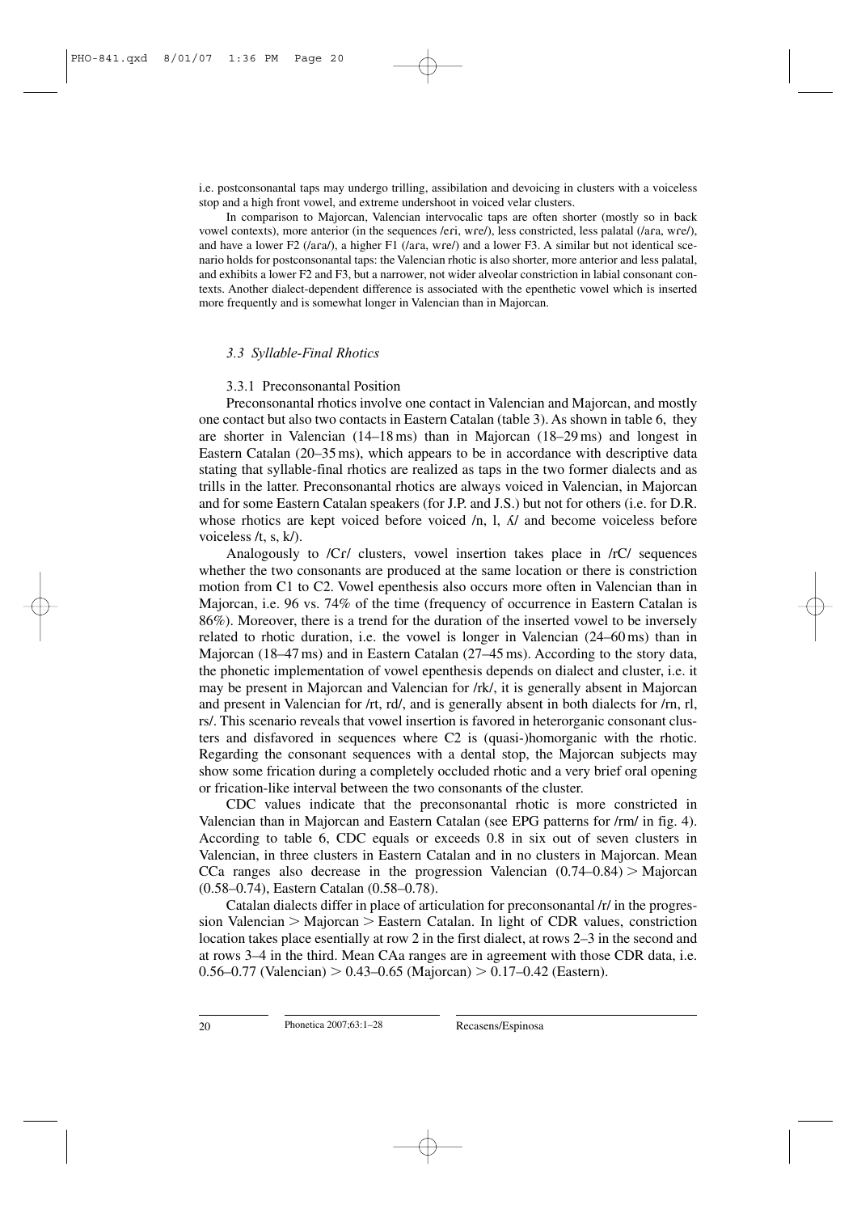i.e. postconsonantal taps may undergo trilling, assibilation and devoicing in clusters with a voiceless stop and a high front vowel, and extreme undershoot in voiced velar clusters.

In comparison to Majorcan, Valencian intervocalic taps are often shorter (mostly so in back vowel contexts), more anterior (in the sequences /ɛɾi, wɾe/), less constricted, less palatal (/aɾa, wɾe/), and have a lower F2 (/aɾa/), a higher F1 (/aɾa, wɾe/) and a lower F3. A similar but not identical scenario holds for postconsonantal taps: the Valencian rhotic is also shorter, more anterior and less palatal, and exhibits a lower F2 and F3, but a narrower, not wider alveolar constriction in labial consonant contexts. Another dialect-dependent difference is associated with the epenthetic vowel which is inserted more frequently and is somewhat longer in Valencian than in Majorcan.

### *3.3 Syllable-Final Rhotics*

#### 3.3.1 Preconsonantal Position

Preconsonantal rhotics involve one contact in Valencian and Majorcan, and mostly one contact but also two contacts in Eastern Catalan (table 3). As shown in table 6, they are shorter in Valencian (14–18 ms) than in Majorcan (18–29 ms) and longest in Eastern Catalan (20–35 ms), which appears to be in accordance with descriptive data stating that syllable-final rhotics are realized as taps in the two former dialects and as trills in the latter. Preconsonantal rhotics are always voiced in Valencian, in Majorcan and for some Eastern Catalan speakers (for J.P. and J.S.) but not for others (i.e. for D.R. whose rhotics are kept voiced before voiced /n, l, ʎ/ and become voiceless before voiceless /t, s, k/).

Analogously to /Cɾ/ clusters, vowel insertion takes place in /rC/ sequences whether the two consonants are produced at the same location or there is constriction motion from C1 to C2. Vowel epenthesis also occurs more often in Valencian than in Majorcan, i.e. 96 vs. 74% of the time (frequency of occurrence in Eastern Catalan is 86%). Moreover, there is a trend for the duration of the inserted vowel to be inversely related to rhotic duration, i.e. the vowel is longer in Valencian (24–60 ms) than in Majorcan (18–47 ms) and in Eastern Catalan (27–45 ms). According to the story data, the phonetic implementation of vowel epenthesis depends on dialect and cluster, i.e. it may be present in Majorcan and Valencian for /rk/, it is generally absent in Majorcan and present in Valencian for /rt, rd/, and is generally absent in both dialects for /rn, rl, rs/. This scenario reveals that vowel insertion is favored in heterorganic consonant clusters and disfavored in sequences where C2 is (quasi-)homorganic with the rhotic. Regarding the consonant sequences with a dental stop, the Majorcan subjects may show some frication during a completely occluded rhotic and a very brief oral opening or frication-like interval between the two consonants of the cluster.

CDC values indicate that the preconsonantal rhotic is more constricted in Valencian than in Majorcan and Eastern Catalan (see EPG patterns for /rm/ in fig. 4). According to table 6, CDC equals or exceeds 0.8 in six out of seven clusters in Valencian, in three clusters in Eastern Catalan and in no clusters in Majorcan. Mean CCa ranges also decrease in the progression Valencian (0.74–0.84) > Majorcan (0.58–0.74), Eastern Catalan (0.58–0.78).

Catalan dialects differ in place of articulation for preconsonantal /r/ in the progression Valencian > Majorcan > Eastern Catalan. In light of CDR values, constriction location takes place esentially at row 2 in the first dialect, at rows 2–3 in the second and at rows 3–4 in the third. Mean CAa ranges are in agreement with those CDR data, i.e. 0.56–0.77 (Valencian) > 0.43–0.65 (Majorcan) > 0.17–0.42 (Eastern).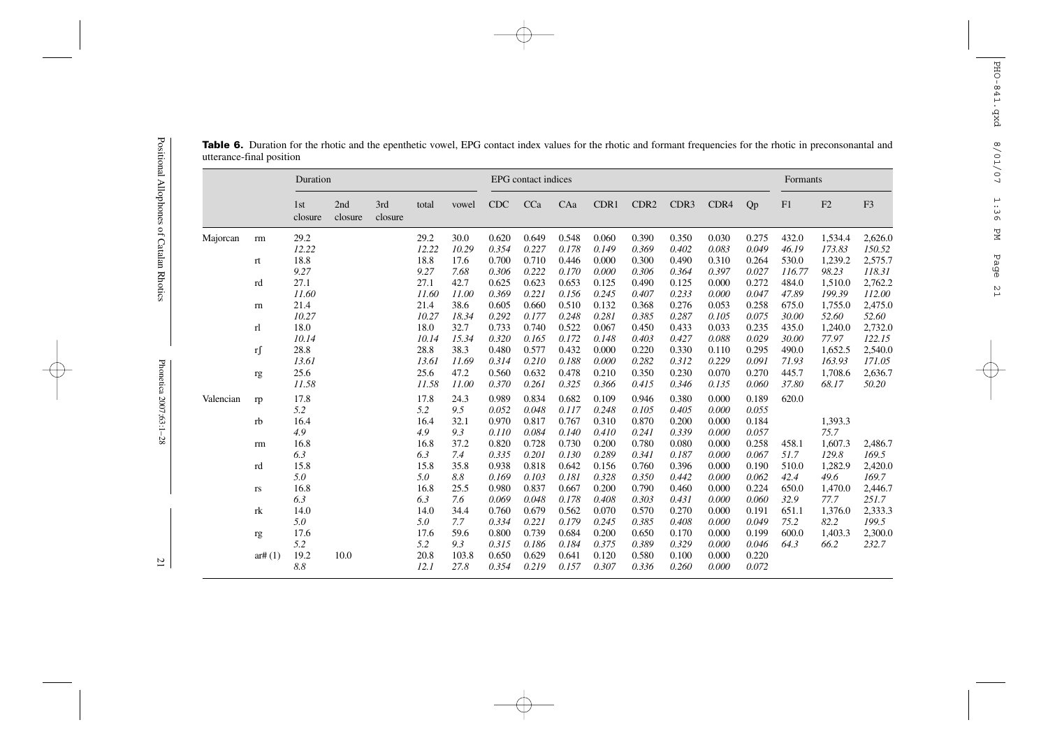**Table 6.** Duration for the rhotic and the epenthetic vowel, EPG contact index values for the rhotic and formant frequencies for the rhotic in preconsonantal and utterance-final position

| | | Duration | | | | | EPG contact indices | | | | | | | | Formants | | |
|---|---|---|---|---|---|---|---|---|---|---|---|---|---|---|---|---|---|
| | | 1st closure | 2nd closure | 3rd closure | total | vowel | CDC | CCa | CAa | CDR1 | CDR2 | CDR3 | CDR4 | Qp | F1 | F2 | F3 |
| Majorcan | rm | 29.2 | | | 29.2 | 30.0 | 0.620 | 0.649 | 0.548 | 0.060 | 0.390 | 0.350 | 0.030 | 0.275 | 432.0 | 1,534.4 | 2,626.0 |
| | | *12.22* | | | *12.22* | *10.29* | *0.354* | *0.227* | *0.178* | *0.149* | *0.369* | *0.402* | *0.083* | *0.049* | *46.19* | *173.83* | *150.52* |
| | rt | 18.8 | | | 18.8 | 17.6 | 0.700 | 0.710 | 0.446 | 0.000 | 0.300 | 0.490 | 0.310 | 0.264 | 530.0 | 1,239.2 | 2,575.7 |
| | | *9.27* | | | *9.27* | *7.68* | *0.306* | *0.222* | *0.170* | *0.000* | *0.306* | *0.364* | *0.397* | *0.027* | *116.77* | *98.23* | *118.31* |
| | rd | 27.1 | | | 27.1 | 42.7 | 0.625 | 0.623 | 0.653 | 0.125 | 0.490 | 0.125 | 0.000 | 0.272 | 484.0 | 1,510.0 | 2,762.2 |
| | | *11.60* | | | *11.60* | *11.00* | *0.369* | *0.221* | *0.156* | *0.245* | *0.407* | *0.233* | *0.000* | *0.047* | *47.89* | *199.39* | *112.00* |
| | rn | 21.4 | | | 21.4 | 38.6 | 0.605 | 0.660 | 0.510 | 0.132 | 0.368 | 0.276 | 0.053 | 0.258 | 675.0 | 1,755.0 | 2,475.0 |
| | | *10.27* | | | *10.27* | *18.34* | *0.292* | *0.177* | *0.248* | *0.281* | *0.385* | *0.287* | *0.105* | *0.075* | *30.00* | *52.60* | *52.60* |
| | rl | 18.0 | | | 18.0 | 32.7 | 0.733 | 0.740 | 0.522 | 0.067 | 0.450 | 0.433 | 0.033 | 0.235 | 435.0 | 1,240.0 | 2,732.0 |
| | | *10.14* | | | *10.14* | *15.34* | *0.320* | *0.165* | *0.172* | *0.148* | *0.403* | *0.427* | *0.088* | *0.029* | *30.00* | *77.97* | *122.15* |
| | rʃ | 28.8 | | | 28.8 | 38.3 | 0.480 | 0.577 | 0.432 | 0.000 | 0.220 | 0.330 | 0.110 | 0.295 | 490.0 | 1,652.5 | 2,540.0 |
| | | *13.61* | | | *13.61* | *11.69* | *0.314* | *0.210* | *0.188* | *0.000* | *0.282* | *0.312* | *0.229* | *0.091* | *71.93* | *163.93* | *171.05* |
| | rg | 25.6 | | | 25.6 | 47.2 | 0.560 | 0.632 | 0.478 | 0.210 | 0.350 | 0.230 | 0.070 | 0.270 | 445.7 | 1,708.6 | 2,636.7 |
| | | *11.58* | | | *11.58* | *11.00* | *0.370* | *0.261* | *0.325* | *0.366* | *0.415* | *0.346* | *0.135* | *0.060* | *37.80* | *68.17* | *50.20* |
| Valencian | rp | 17.8 | | | 17.8 | 24.3 | 0.989 | 0.834 | 0.682 | 0.109 | 0.946 | 0.380 | 0.000 | 0.189 | 620.0 | | |
| | | *5.2* | | | *5.2* | *9.5* | *0.052* | *0.048* | *0.117* | *0.248* | *0.105* | *0.405* | *0.000* | *0.055* | | | |
| | rb | 16.4 | | | 16.4 | 32.1 | 0.970 | 0.817 | 0.767 | 0.310 | 0.870 | 0.200 | 0.000 | 0.184 | | 1,393.3 | |
| | | *4.9* | | | *4.9* | *9.3* | *0.110* | *0.084* | *0.140* | *0.410* | *0.241* | *0.339* | *0.000* | *0.057* | | *75.7* | |
| | rm | 16.8 | | | 16.8 | 37.2 | 0.820 | 0.728 | 0.730 | 0.200 | 0.780 | 0.080 | 0.000 | 0.258 | 458.1 | 1,607.3 | 2,486.7 |
| | | *6.3* | | | *6.3* | *7.4* | *0.335* | *0.201* | *0.130* | *0.289* | *0.341* | *0.187* | *0.000* | *0.067* | *51.7* | *129.8* | *169.5* |
| | rd | 15.8 | | | 15.8 | 35.8 | 0.938 | 0.818 | 0.642 | 0.156 | 0.760 | 0.396 | 0.000 | 0.190 | 510.0 | 1,282.9 | 2,420.0 |
| | | *5.0* | | | *5.0* | *8.8* | *0.169* | *0.103* | *0.181* | *0.328* | *0.350* | *0.442* | *0.000* | *0.062* | *42.4* | *49.6* | *169.7* |
| | rs | 16.8 | | | 16.8 | 25.5 | 0.980 | 0.837 | 0.667 | 0.200 | 0.790 | 0.460 | 0.000 | 0.224 | 650.0 | 1,470.0 | 2,446.7 |
| | | *6.3* | | | *6.3* | *7.6* | *0.069* | *0.048* | *0.178* | *0.408* | *0.303* | *0.431* | *0.000* | *0.060* | *32.9* | *77.7* | *251.7* |
| | rk | 14.0 | | | 14.0 | 34.4 | 0.760 | 0.679 | 0.562 | 0.070 | 0.570 | 0.270 | 0.000 | 0.191 | 651.1 | 1,376.0 | 2,333.3 |
| | | *5.0* | | | *5.0* | *7.7* | *0.334* | *0.221* | *0.179* | *0.245* | *0.385* | *0.408* | *0.000* | *0.049* | *75.2* | *82.2* | *199.5* |
| | rg | 17.6 | | | 17.6 | 59.6 | 0.800 | 0.739 | 0.684 | 0.200 | 0.650 | 0.170 | 0.000 | 0.199 | 600.0 | 1,403.3 | 2,300.0 |
| | | *5.2* | | | *5.2* | *9.3* | *0.315* | *0.186* | *0.184* | *0.375* | *0.389* | *0.329* | *0.000* | *0.046* | *64.3* | *66.2* | *232.7* |
| | ar# (1) | 19.2 | 10.0 | | 20.8 | 103.8 | 0.650 | 0.629 | 0.641 | 0.120 | 0.580 | 0.100 | 0.000 | 0.220 | | | |
| | | *8.8* | | | *12.1* | *27.8* | *0.354* | *0.219* | *0.157* | *0.307* | *0.336* | *0.260* | *0.000* | *0.072* | | | |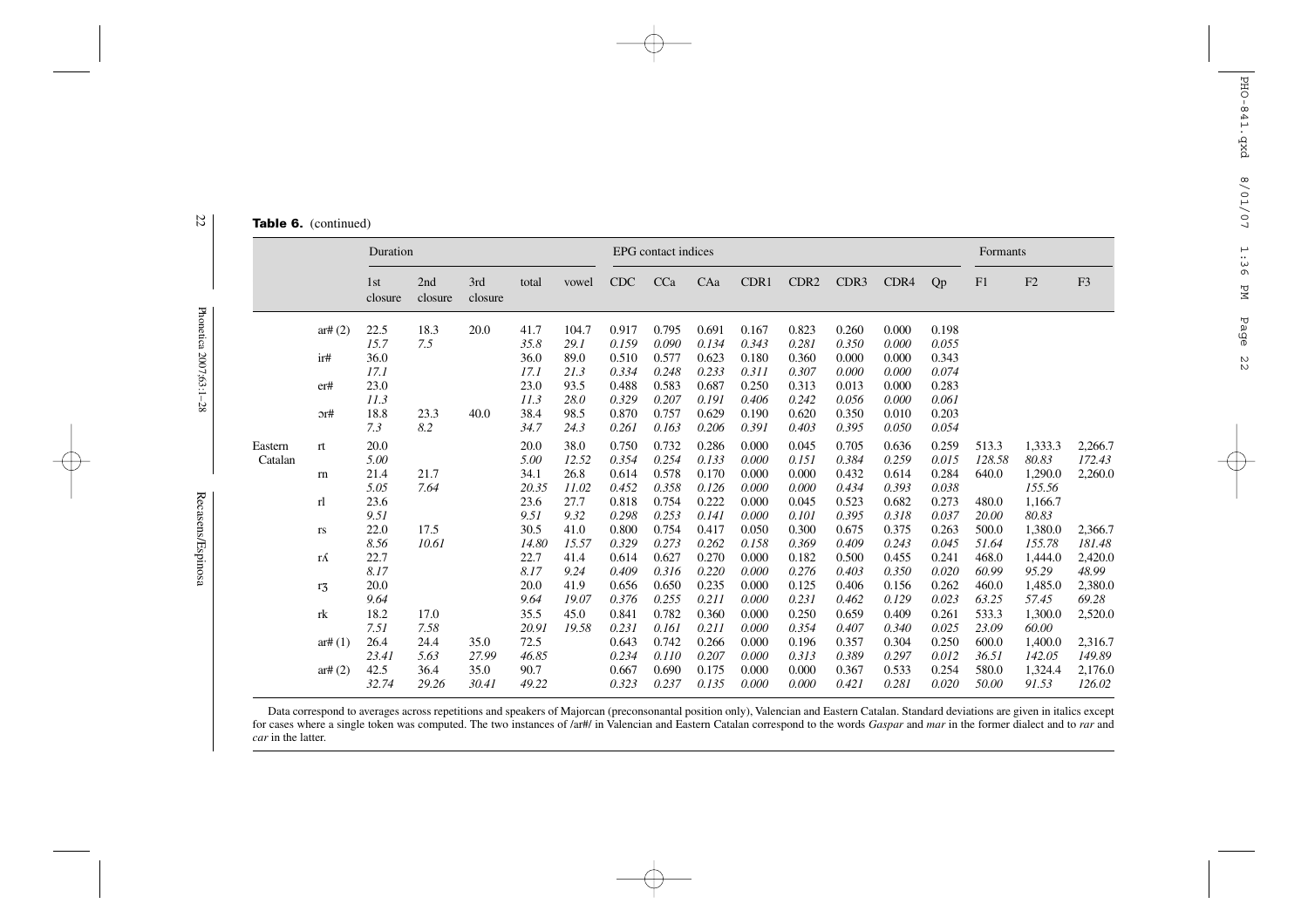**Table 6.** (continued)

| | | Duration | | | | | EPG contact indices | | | | | | | | Formants | | |
|---|---|---|---|---|---|---|---|---|---|---|---|---|---|---|---|---|---|
| | | 1st closure | 2nd closure | 3rd closure | total | vowel | CDC | CCa | CAa | CDR1 | CDR2 | CDR3 | CDR4 | Qp | F1 | F2 | F3 |
| | ar# (2) | 22.5 | 18.3 | 20.0 | 41.7 | 104.7 | 0.917 | 0.795 | 0.691 | 0.167 | 0.823 | 0.260 | 0.000 | 0.198 | | | |
| | | *15.7* | *7.5* | | *35.8* | *29.1* | *0.159* | *0.090* | *0.134* | *0.343* | *0.281* | *0.350* | *0.000* | *0.055* | | | |
| | ir# | 36.0 | | | 36.0 | 89.0 | 0.510 | 0.577 | 0.623 | 0.180 | 0.360 | 0.000 | 0.000 | 0.343 | | | |
| | | *17.1* | | | *17.1* | *21.3* | *0.334* | *0.248* | *0.233* | *0.311* | *0.307* | *0.000* | *0.000* | *0.074* | | | |
| | er# | 23.0 | | | 23.0 | 93.5 | 0.488 | 0.583 | 0.687 | 0.250 | 0.313 | 0.013 | 0.000 | 0.283 | | | |
| | | *11.3* | | | *11.3* | *28.0* | *0.329* | *0.207* | *0.191* | *0.406* | *0.242* | *0.056* | *0.000* | *0.061* | | | |
| | ɔr# | 18.8 | 23.3 | 40.0 | 38.4 | 98.5 | 0.870 | 0.757 | 0.629 | 0.190 | 0.620 | 0.350 | 0.010 | 0.203 | | | |
| | | *7.3* | *8.2* | | *34.7* | *24.3* | *0.261* | *0.163* | *0.206* | *0.391* | *0.403* | *0.395* | *0.050* | *0.054* | | | |
| Eastern Catalan | rt | 20.0 | | | 20.0 | 38.0 | 0.750 | 0.732 | 0.286 | 0.000 | 0.045 | 0.705 | 0.636 | 0.259 | 513.3 | 1,333.3 | 2,266.7 |
| | | *5.00* | | | *5.00* | *12.52* | *0.354* | *0.254* | *0.133* | *0.000* | *0.151* | *0.384* | *0.259* | *0.015* | *128.58* | *80.83* | *172.43* |
| | rn | 21.4 | 21.7 | | 34.1 | 26.8 | 0.614 | 0.578 | 0.170 | 0.000 | 0.000 | 0.432 | 0.614 | 0.284 | 640.0 | 1,290.0 | 2,260.0 |
| | | *5.05* | *7.64* | | *20.35* | *11.02* | *0.452* | *0.358* | *0.126* | *0.000* | *0.000* | *0.434* | *0.393* | *0.038* | | *155.56* | |
| | rl | 23.6 | | | 23.6 | 27.7 | 0.818 | 0.754 | 0.222 | 0.000 | 0.045 | 0.523 | 0.682 | 0.273 | 480.0 | 1,166.7 | |
| | | *9.51* | | | *9.51* | *9.32* | *0.298* | *0.253* | *0.141* | *0.000* | *0.101* | *0.395* | *0.318* | *0.037* | *20.00* | *80.83* | |
| | rs | 22.0 | 17.5 | | 30.5 | 41.0 | 0.800 | 0.754 | 0.417 | 0.050 | 0.300 | 0.675 | 0.375 | 0.263 | 500.0 | 1,380.0 | 2,366.7 |
| | | *8.56* | *10.61* | | *14.80* | *15.57* | *0.329* | *0.273* | *0.262* | *0.158* | *0.369* | *0.409* | *0.243* | *0.045* | *51.64* | *155.78* | *181.48* |
| | rʎ | 22.7 | | | 22.7 | 41.4 | 0.614 | 0.627 | 0.270 | 0.000 | 0.182 | 0.500 | 0.455 | 0.241 | 468.0 | 1,444.0 | 2,420.0 |
| | | *8.17* | | | *8.17* | *9.24* | *0.409* | *0.316* | *0.220* | *0.000* | *0.276* | *0.403* | *0.350* | *0.020* | *60.99* | *95.29* | *48.99* |
| | rʒ | 20.0 | | | 20.0 | 41.9 | 0.656 | 0.650 | 0.235 | 0.000 | 0.125 | 0.406 | 0.156 | 0.262 | 460.0 | 1,485.0 | 2,380.0 |
| | | *9.64* | | | *9.64* | *19.07* | *0.376* | *0.255* | *0.211* | *0.000* | *0.231* | *0.462* | *0.129* | *0.023* | *63.25* | *57.45* | *69.28* |
| | rk | 18.2 | 17.0 | | 35.5 | 45.0 | 0.841 | 0.782 | 0.360 | 0.000 | 0.250 | 0.659 | 0.409 | 0.261 | 533.3 | 1,300.0 | 2,520.0 |
| | | *7.51* | *7.58* | | *20.91* | *19.58* | *0.231* | *0.161* | *0.211* | *0.000* | *0.354* | *0.407* | *0.340* | *0.025* | *23.09* | *60.00* | |
| | ar# (1) | 26.4 | 24.4 | 35.0 | 72.5 | | 0.643 | 0.742 | 0.266 | 0.000 | 0.196 | 0.357 | 0.304 | 0.250 | 600.0 | 1,400.0 | 2,316.7 |
| | | *23.41* | *5.63* | *27.99* | *46.85* | | *0.234* | *0.110* | *0.207* | *0.000* | *0.313* | *0.389* | *0.297* | *0.012* | *36.51* | *142.05* | *149.89* |
| | ar# (2) | 42.5 | 36.4 | 35.0 | 90.7 | | 0.667 | 0.690 | 0.175 | 0.000 | 0.000 | 0.367 | 0.533 | 0.254 | 580.0 | 1,324.4 | 2,176.0 |
| | | *32.74* | *29.26* | *30.41* | *49.22* | | *0.323* | *0.237* | *0.135* | *0.000* | *0.000* | *0.421* | *0.281* | *0.020* | *50.00* | *91.53* | *126.02* |

Data correspond to averages across repetitions and speakers of Majorcan (preconsonantal position only), Valencian and Eastern Catalan. Standard deviations are given in italics except for cases where a single token was computed. The two instances of /ar#/ in Valencian and Eastern Catalan correspond to the words *Gaspar* and *mar* in the former dialect and to *rar* and *car* in the latter.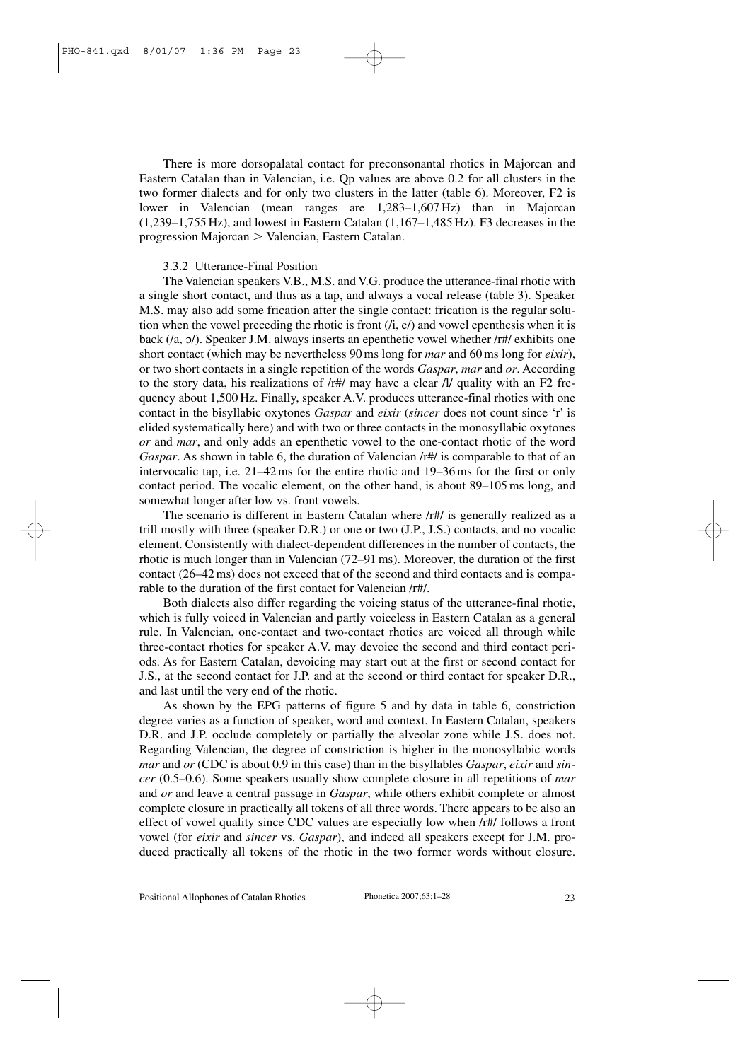There is more dorsopalatal contact for preconsonantal rhotics in Majorcan and Eastern Catalan than in Valencian, i.e. Qp values are above 0.2 for all clusters in the two former dialects and for only two clusters in the latter (table 6). Moreover, F2 is lower in Valencian (mean ranges are 1,283–1,607 Hz) than in Majorcan (1,239–1,755 Hz), and lowest in Eastern Catalan (1,167–1,485 Hz). F3 decreases in the progression Majorcan > Valencian, Eastern Catalan.

### 3.3.2 Utterance-Final Position

The Valencian speakers V.B., M.S. and V.G. produce the utterance-final rhotic with a single short contact, and thus as a tap, and always a vocal release (table 3). Speaker M.S. may also add some frication after the single contact: frication is the regular solution when the vowel preceding the rhotic is front (/i, e/) and vowel epenthesis when it is back (/a, ɔ/). Speaker J.M. always inserts an epenthetic vowel whether /r#/ exhibits one short contact (which may be nevertheless 90 ms long for *mar* and 60 ms long for *eixir*), or two short contacts in a single repetition of the words *Gaspar*, *mar* and *or*. According to the story data, his realizations of /r#/ may have a clear /l/ quality with an F2 frequency about 1,500 Hz. Finally, speaker A.V. produces utterance-final rhotics with one contact in the bisyllabic oxytones *Gaspar* and *eixir* (*sincer* does not count since 'r' is elided systematically here) and with two or three contacts in the monosyllabic oxytones *or* and *mar*, and only adds an epenthetic vowel to the one-contact rhotic of the word *Gaspar*. As shown in table 6, the duration of Valencian /r#/ is comparable to that of an intervocalic tap, i.e. 21–42 ms for the entire rhotic and 19–36 ms for the first or only contact period. The vocalic element, on the other hand, is about 89–105 ms long, and somewhat longer after low vs. front vowels.

The scenario is different in Eastern Catalan where /r#/ is generally realized as a trill mostly with three (speaker D.R.) or one or two (J.P., J.S.) contacts, and no vocalic element. Consistently with dialect-dependent differences in the number of contacts, the rhotic is much longer than in Valencian (72–91 ms). Moreover, the duration of the first contact (26–42 ms) does not exceed that of the second and third contacts and is comparable to the duration of the first contact for Valencian /r#/.

Both dialects also differ regarding the voicing status of the utterance-final rhotic, which is fully voiced in Valencian and partly voiceless in Eastern Catalan as a general rule. In Valencian, one-contact and two-contact rhotics are voiced all through while three-contact rhotics for speaker A.V. may devoice the second and third contact periods. As for Eastern Catalan, devoicing may start out at the first or second contact for J.S., at the second contact for J.P. and at the second or third contact for speaker D.R., and last until the very end of the rhotic.

As shown by the EPG patterns of figure 5 and by data in table 6, constriction degree varies as a function of speaker, word and context. In Eastern Catalan, speakers D.R. and J.P. occlude completely or partially the alveolar zone while J.S. does not. Regarding Valencian, the degree of constriction is higher in the monosyllabic words *mar* and *or* (CDC is about 0.9 in this case) than in the bisyllables *Gaspar*, *eixir* and *sincer* (0.5–0.6). Some speakers usually show complete closure in all repetitions of *mar* and *or* and leave a central passage in *Gaspar*, while others exhibit complete or almost complete closure in practically all tokens of all three words. There appears to be also an effect of vowel quality since CDC values are especially low when /r#/ follows a front vowel (for *eixir* and *sincer* vs. *Gaspar*), and indeed all speakers except for J.M. produced practically all tokens of the rhotic in the two former words without closure.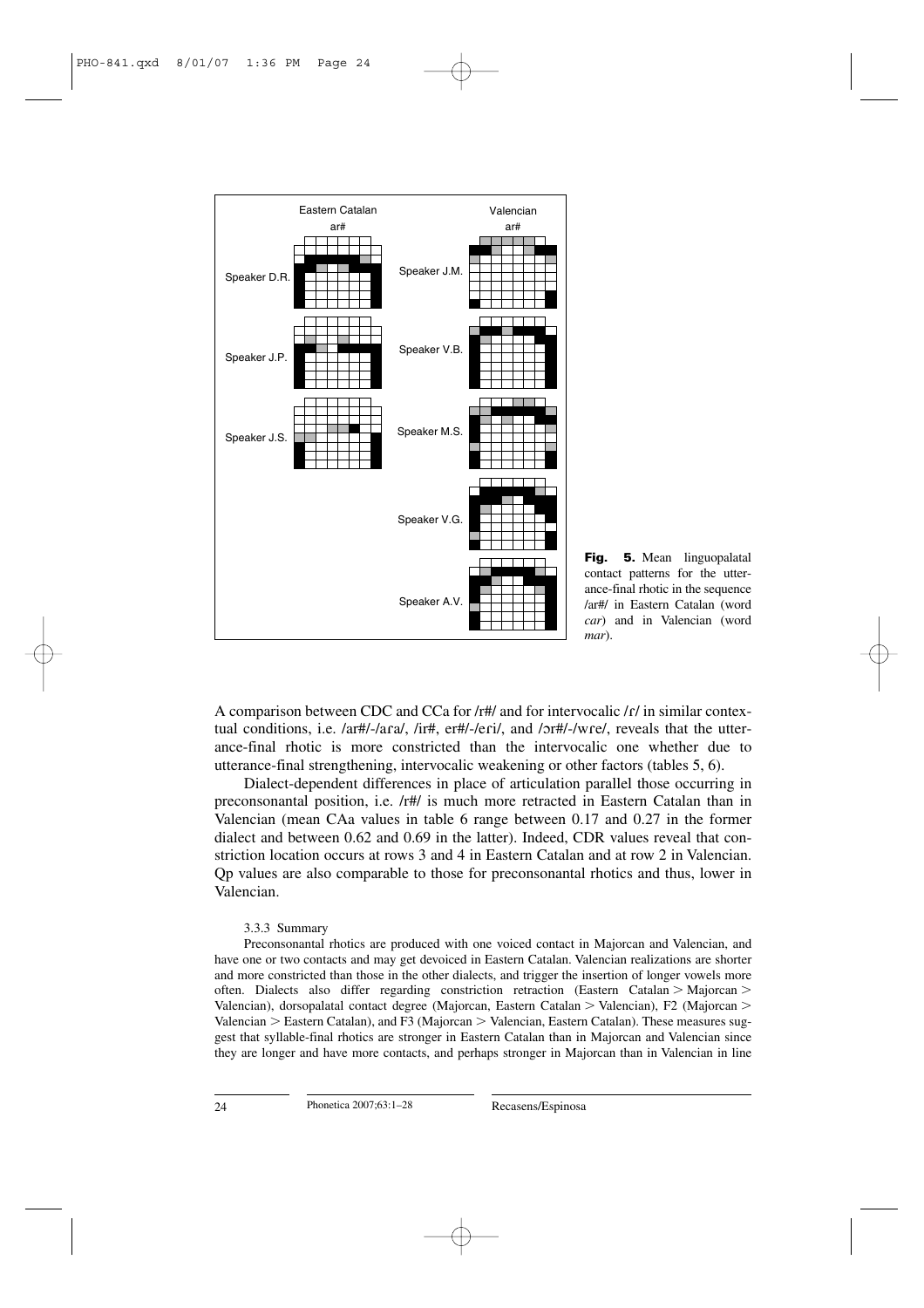**Fig. 5.** Mean linguopalatal contact patterns for the utterance-final rhotic in the sequence /ar#/ in Eastern Catalan (word *car*) and in Valencian (word *mar*).

A comparison between CDC and CCa for /r#/ and for intervocalic /ɾ/ in similar contextual conditions, i.e. /ar#/-/aɾa/, /ir#, er#/-/eɾi/, and /ɔr#/-/wɾe/, reveals that the utterance-final rhotic is more constricted than the intervocalic one whether due to utterance-final strengthening, intervocalic weakening or other factors (tables 5, 6).

Dialect-dependent differences in place of articulation parallel those occurring in preconsonantal position, i.e. /r#/ is much more retracted in Eastern Catalan than in Valencian (mean CAa values in table 6 range between 0.17 and 0.27 in the former dialect and between 0.62 and 0.69 in the latter). Indeed, CDR values reveal that constriction location occurs at rows 3 and 4 in Eastern Catalan and at row 2 in Valencian. Qp values are also comparable to those for preconsonantal rhotics and thus, lower in Valencian.

### 3.3.3 Summary

Preconsonantal rhotics are produced with one voiced contact in Majorcan and Valencian, and have one or two contacts and may get devoiced in Eastern Catalan. Valencian realizations are shorter and more constricted than those in the other dialects, and trigger the insertion of longer vowels more often. Dialects also differ regarding constriction retraction (Eastern Catalan > Majorcan > Valencian), dorsopalatal contact degree (Majorcan, Eastern Catalan > Valencian), F2 (Majorcan > Valencian > Eastern Catalan), and F3 (Majorcan > Valencian, Eastern Catalan). These measures suggest that syllable-final rhotics are stronger in Eastern Catalan than in Majorcan and Valencian since they are longer and have more contacts, and perhaps stronger in Majorcan than in Valencian in line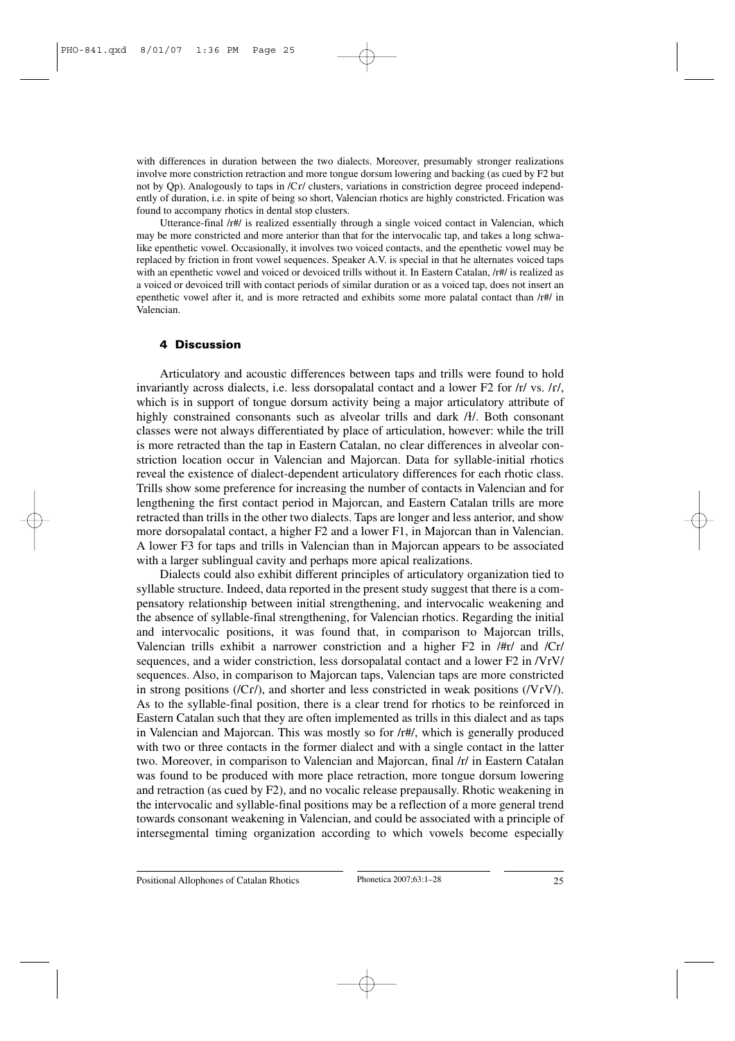with differences in duration between the two dialects. Moreover, presumably stronger realizations involve more constriction retraction and more tongue dorsum lowering and backing (as cued by F2 but not by Qp). Analogously to taps in /Cɾ/ clusters, variations in constriction degree proceed independently of duration, i.e. in spite of being so short, Valencian rhotics are highly constricted. Frication was found to accompany rhotics in dental stop clusters.

Utterance-final /r#/ is realized essentially through a single voiced contact in Valencian, which may be more constricted and more anterior than that for the intervocalic tap, and takes a long schwa-like epenthetic vowel. Occasionally, it involves two voiced contacts, and the epenthetic vowel may be replaced by friction in front vowel sequences. Speaker A.V. is special in that he alternates voiced taps with an epenthetic vowel and voiced or devoiced trills without it. In Eastern Catalan, /r#/ is realized as a voiced or devoiced trill with contact periods of similar duration or as a voiced tap, does not insert an epenthetic vowel after it, and is more retracted and exhibits some more palatal contact than /r#/ in Valencian.

## 4 Discussion

Articulatory and acoustic differences between taps and trills were found to hold invariantly across dialects, i.e. less dorsopalatal contact and a lower F2 for /r/ vs. /ɾ/, which is in support of tongue dorsum activity being a major articulatory attribute of highly constrained consonants such as alveolar trills and dark /ɫ/. Both consonant classes were not always differentiated by place of articulation, however: while the trill is more retracted than the tap in Eastern Catalan, no clear differences in alveolar constriction location occur in Valencian and Majorcan. Data for syllable-initial rhotics reveal the existence of dialect-dependent articulatory differences for each rhotic class. Trills show some preference for increasing the number of contacts in Valencian and for lengthening the first contact period in Majorcan, and Eastern Catalan trills are more retracted than trills in the other two dialects. Taps are longer and less anterior, and show more dorsopalatal contact, a higher F2 and a lower F1, in Majorcan than in Valencian. A lower F3 for taps and trills in Valencian than in Majorcan appears to be associated with a larger sublingual cavity and perhaps more apical realizations.

Dialects could also exhibit different principles of articulatory organization tied to syllable structure. Indeed, data reported in the present study suggest that there is a compensatory relationship between initial strengthening, and intervocalic weakening and the absence of syllable-final strengthening, for Valencian rhotics. Regarding the initial and intervocalic positions, it was found that, in comparison to Majorcan trills, Valencian trills exhibit a narrower constriction and a higher F2 in /#r/ and /Cr/ sequences, and a wider constriction, less dorsopalatal contact and a lower F2 in /VrV/ sequences. Also, in comparison to Majorcan taps, Valencian taps are more constricted in strong positions (/Cɾ/), and shorter and less constricted in weak positions (/VɾV/). As to the syllable-final position, there is a clear trend for rhotics to be reinforced in Eastern Catalan such that they are often implemented as trills in this dialect and as taps in Valencian and Majorcan. This was mostly so for /r#/, which is generally produced with two or three contacts in the former dialect and with a single contact in the latter two. Moreover, in comparison to Valencian and Majorcan, final /r/ in Eastern Catalan was found to be produced with more place retraction, more tongue dorsum lowering and retraction (as cued by F2), and no vocalic release prepausally. Rhotic weakening in the intervocalic and syllable-final positions may be a reflection of a more general trend towards consonant weakening in Valencian, and could be associated with a principle of intersegmental timing organization according to which vowels become especially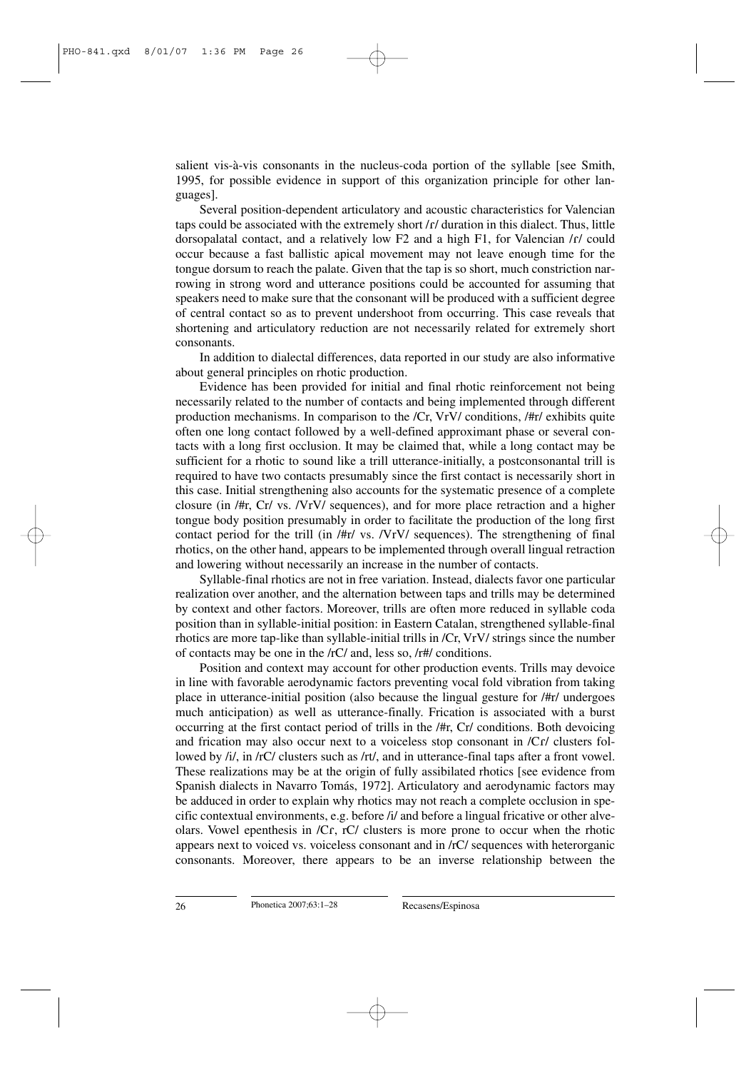salient vis-à-vis consonants in the nucleus-coda portion of the syllable [see Smith, 1995, for possible evidence in support of this organization principle for other languages].

Several position-dependent articulatory and acoustic characteristics for Valencian taps could be associated with the extremely short /ɾ/ duration in this dialect. Thus, little dorsopalatal contact, and a relatively low F2 and a high F1, for Valencian /ɾ/ could occur because a fast ballistic apical movement may not leave enough time for the tongue dorsum to reach the palate. Given that the tap is so short, much constriction narrowing in strong word and utterance positions could be accounted for assuming that speakers need to make sure that the consonant will be produced with a sufficient degree of central contact so as to prevent undershoot from occurring. This case reveals that shortening and articulatory reduction are not necessarily related for extremely short consonants.

In addition to dialectal differences, data reported in our study are also informative about general principles on rhotic production.

Evidence has been provided for initial and final rhotic reinforcement not being necessarily related to the number of contacts and being implemented through different production mechanisms. In comparison to the /Cr, VrV/ conditions, /#r/ exhibits quite often one long contact followed by a well-defined approximant phase or several contacts with a long first occlusion. It may be claimed that, while a long contact may be sufficient for a rhotic to sound like a trill utterance-initially, a postconsonantal trill is required to have two contacts presumably since the first contact is necessarily short in this case. Initial strengthening also accounts for the systematic presence of a complete closure (in /#r, Cr/ vs. /VrV/ sequences), and for more place retraction and a higher tongue body position presumably in order to facilitate the production of the long first contact period for the trill (in /#r/ vs. /VrV/ sequences). The strengthening of final rhotics, on the other hand, appears to be implemented through overall lingual retraction and lowering without necessarily an increase in the number of contacts.

Syllable-final rhotics are not in free variation. Instead, dialects favor one particular realization over another, and the alternation between taps and trills may be determined by context and other factors. Moreover, trills are often more reduced in syllable coda position than in syllable-initial position: in Eastern Catalan, strengthened syllable-final rhotics are more tap-like than syllable-initial trills in /Cr, VrV/ strings since the number of contacts may be one in the /rC/ and, less so, /r#/ conditions.

Position and context may account for other production events. Trills may devoice in line with favorable aerodynamic factors preventing vocal fold vibration from taking place in utterance-initial position (also because the lingual gesture for /#r/ undergoes much anticipation) as well as utterance-finally. Frication is associated with a burst occurring at the first contact period of trills in the /#r, Cr/ conditions. Both devoicing and frication may also occur next to a voiceless stop consonant in /Cɾ/ clusters followed by /i/, in /rC/ clusters such as /rt/, and in utterance-final taps after a front vowel. These realizations may be at the origin of fully assibilated rhotics [see evidence from Spanish dialects in Navarro Tomás, 1972]. Articulatory and aerodynamic factors may be adduced in order to explain why rhotics may not reach a complete occlusion in specific contextual environments, e.g. before /i/ and before a lingual fricative or other alveolars. Vowel epenthesis in /Cɾ, rC/ clusters is more prone to occur when the rhotic appears next to voiced vs. voiceless consonant and in /rC/ sequences with heterorganic consonants. Moreover, there appears to be an inverse relationship between the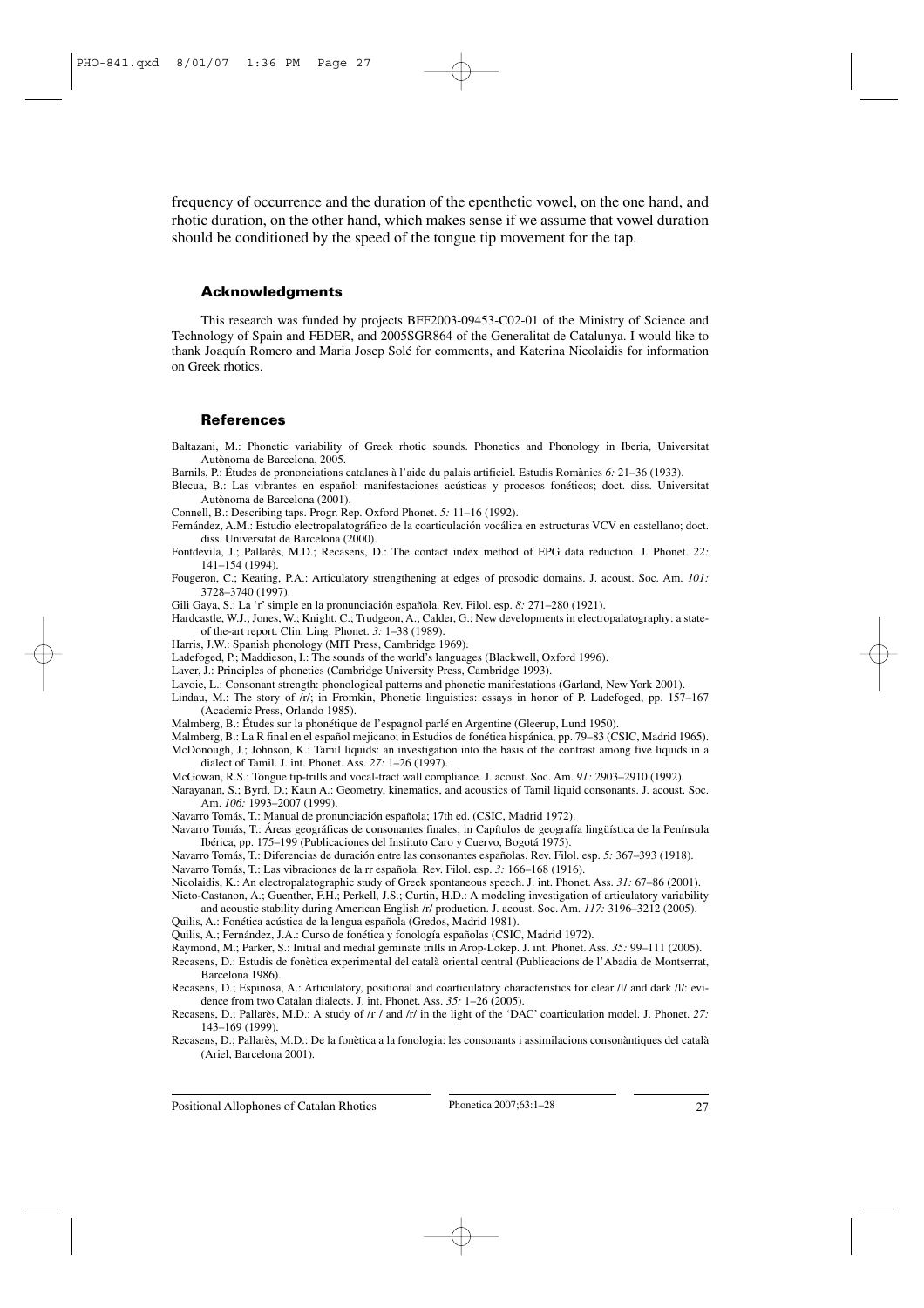frequency of occurrence and the duration of the epenthetic vowel, on the one hand, and rhotic duration, on the other hand, which makes sense if we assume that vowel duration should be conditioned by the speed of the tongue tip movement for the tap.

## Acknowledgments

This research was funded by projects BFF2003-09453-C02-01 of the Ministry of Science and Technology of Spain and FEDER, and 2005SGR864 of the Generalitat de Catalunya. I would like to thank Joaquín Romero and Maria Josep Solé for comments, and Katerina Nicolaidis for information on Greek rhotics.

## References

Baltazani, M.: Phonetic variability of Greek rhotic sounds. Phonetics and Phonology in Iberia, Universitat Autònoma de Barcelona, 2005.

Barnils, P.: Études de prononciations catalanes à l'aide du palais artificiel. Estudis Romànics *6:* 21–36 (1933).

Blecua, B.: Las vibrantes en español: manifestaciones acústicas y procesos fonéticos; doct. diss. Universitat Autònoma de Barcelona (2001).

Connell, B.: Describing taps. Progr. Rep. Oxford Phonet. *5:* 11–16 (1992).

Fernández, A.M.: Estudio electropalatográfico de la coarticulación vocálica en estructuras VCV en castellano; doct. diss. Universitat de Barcelona (2000).

Fontdevila, J.; Pallarès, M.D.; Recasens, D.: The contact index method of EPG data reduction. J. Phonet. *22:* 141–154 (1994).

Fougeron, C.; Keating, P.A.: Articulatory strengthening at edges of prosodic domains. J. acoust. Soc. Am. *101:* 3728–3740 (1997).

Gili Gaya, S.: La 'r' simple en la pronunciación española. Rev. Filol. esp. *8:* 271–280 (1921).

Hardcastle, W.J.; Jones, W.; Knight, C.; Trudgeon, A.; Calder, G.: New developments in electropalatography: a state-of the-art report. Clin. Ling. Phonet. *3:* 1–38 (1989).

Harris, J.W.: Spanish phonology (MIT Press, Cambridge 1969).

Ladefoged, P.; Maddieson, I.: The sounds of the world's languages (Blackwell, Oxford 1996).

Laver, J.: Principles of phonetics (Cambridge University Press, Cambridge 1993).

Lavoie, L.: Consonant strength: phonological patterns and phonetic manifestations (Garland, New York 2001).

Lindau, M.: The story of /r/; in Fromkin, Phonetic linguistics: essays in honor of P. Ladefoged, pp. 157–167 (Academic Press, Orlando 1985).

Malmberg, B.: Études sur la phonétique de l'espagnol parlé en Argentine (Gleerup, Lund 1950).

Malmberg, B.: La R final en el español mejicano; in Estudios de fonética hispánica, pp. 79–83 (CSIC, Madrid 1965).

McDonough, J.; Johnson, K.: Tamil liquids: an investigation into the basis of the contrast among five liquids in a dialect of Tamil. J. int. Phonet. Ass. *27:* 1–26 (1997).

McGowan, R.S.: Tongue tip-trills and vocal-tract wall compliance. J. acoust. Soc. Am. *91:* 2903–2910 (1992).

Narayanan, S.; Byrd, D.; Kaun A.: Geometry, kinematics, and acoustics of Tamil liquid consonants. J. acoust. Soc. Am. *106:* 1993–2007 (1999).

Navarro Tomás, T.: Manual de pronunciación española; 17th ed. (CSIC, Madrid 1972).

Navarro Tomás, T.: Áreas geográficas de consonantes finales; in Capítulos de geografía lingüística de la Península Ibérica, pp. 175–199 (Publicaciones del Instituto Caro y Cuervo, Bogotá 1975).

Navarro Tomás, T.: Diferencias de duración entre las consonantes españolas. Rev. Filol. esp. *5:* 367–393 (1918).

Navarro Tomás, T.: Las vibraciones de la rr española. Rev. Filol. esp. *3:* 166–168 (1916).

Nicolaidis, K.: An electropalatographic study of Greek spontaneous speech. J. int. Phonet. Ass. *31:* 67–86 (2001).

Nieto-Castanon, A.; Guenther, F.H.; Perkell, J.S.; Curtin, H.D.: A modeling investigation of articulatory variability and acoustic stability during American English /r/ production. J. acoust. Soc. Am. *117:* 3196–3212 (2005).

Quilis, A.: Fonética acústica de la lengua española (Gredos, Madrid 1981).

Quilis, A.; Fernández, J.A.: Curso de fonética y fonología españolas (CSIC, Madrid 1972).

Raymond, M.; Parker, S.: Initial and medial geminate trills in Arop-Lokep. J. int. Phonet. Ass. *35:* 99–111 (2005).

Recasens, D.: Estudis de fonètica experimental del català oriental central (Publicacions de l'Abadia de Montserrat, Barcelona 1986).

Recasens, D.; Espinosa, A.: Articulatory, positional and coarticulatory characteristics for clear /l/ and dark /l/: evidence from two Catalan dialects. J. int. Phonet. Ass. *35:* 1–26 (2005).

Recasens, D.; Pallarès, M.D.: A study of /ɾ/ and /r/ in the light of the 'DAC' coarticulation model. J. Phonet. *27:* 143–169 (1999).

Recasens, D.; Pallarès, M.D.: De la fonètica a la fonologia: les consonants i assimilacions consonàntiques del català (Ariel, Barcelona 2001).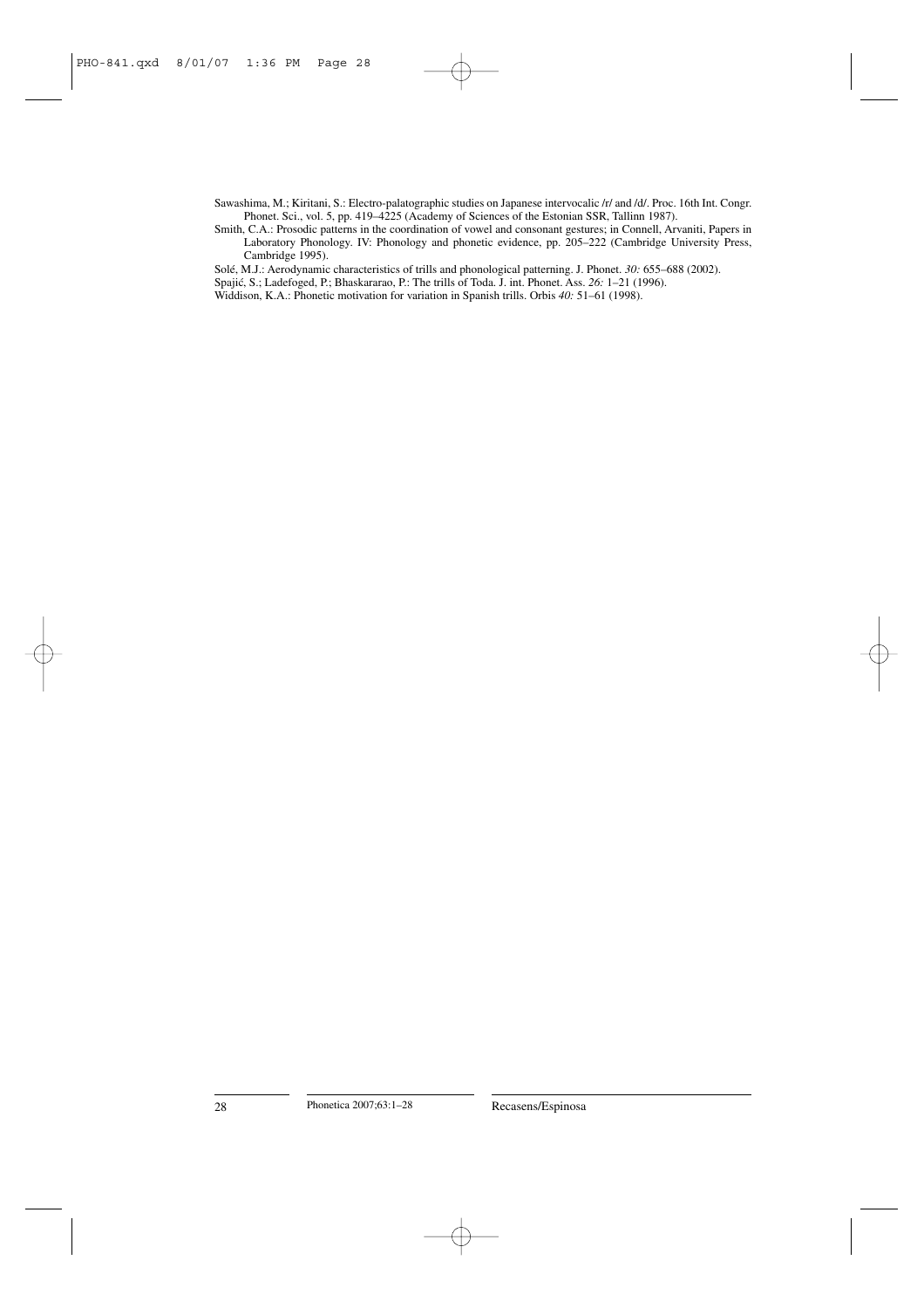Sawashima, M.; Kiritani, S.: Electro-palatographic studies on Japanese intervocalic /r/ and /d/. Proc. 16th Int. Congr. Phonet. Sci., vol. 5, pp. 419–4225 (Academy of Sciences of the Estonian SSR, Tallinn 1987).

Smith, C.A.: Prosodic patterns in the coordination of vowel and consonant gestures; in Connell, Arvaniti, Papers in Laboratory Phonology. IV: Phonology and phonetic evidence, pp. 205–222 (Cambridge University Press, Cambridge 1995).

Solé, M.J.: Aerodynamic characteristics of trills and phonological patterning. J. Phonet. *30:* 655–688 (2002).

Spajić, S.; Ladefoged, P.; Bhaskararao, P.: The trills of Toda. J. int. Phonet. Ass. *26:* 1–21 (1996).

Widdison, K.A.: Phonetic motivation for variation in Spanish trills. Orbis *40:* 51–61 (1998).